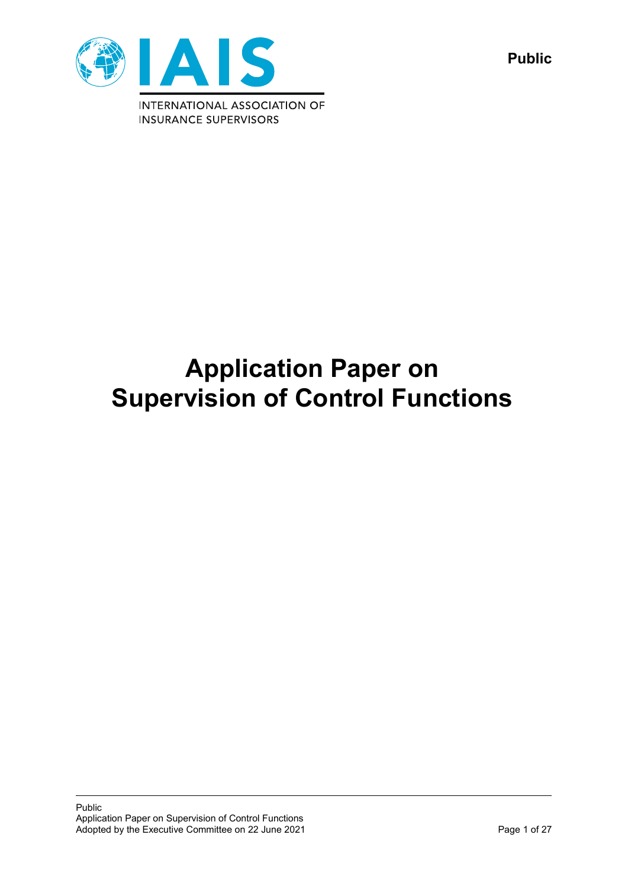**Public**

IAIS

INTERNATIONAL ASSOCIATION OF INSURANCE SUPERVISORS

# Application Paper on Supervision of Control Functions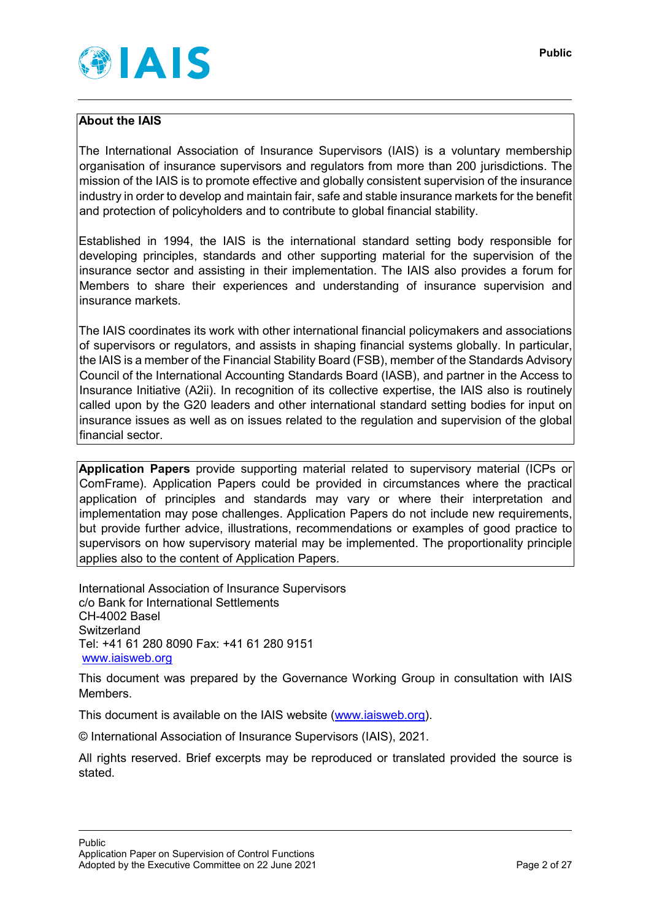**About the IAIS**

The International Association of Insurance Supervisors (IAIS) is a voluntary membership organisation of insurance supervisors and regulators from more than 200 jurisdictions. The mission of the IAIS is to promote effective and globally consistent supervision of the insurance industry in order to develop and maintain fair, safe and stable insurance markets for the benefit and protection of policyholders and to contribute to global financial stability.

Established in 1994, the IAIS is the international standard setting body responsible for developing principles, standards and other supporting material for the supervision of the insurance sector and assisting in their implementation. The IAIS also provides a forum for Members to share their experiences and understanding of insurance supervision and insurance markets.

The IAIS coordinates its work with other international financial policymakers and associations of supervisors or regulators, and assists in shaping financial systems globally. In particular, the IAIS is a member of the Financial Stability Board (FSB), member of the Standards Advisory Council of the International Accounting Standards Board (IASB), and partner in the Access to Insurance Initiative (A2ii). In recognition of its collective expertise, the IAIS also is routinely called upon by the G20 leaders and other international standard setting bodies for input on insurance issues as well as on issues related to the regulation and supervision of the global financial sector.

**Application Papers** provide supporting material related to supervisory material (ICPs or ComFrame). Application Papers could be provided in circumstances where the practical application of principles and standards may vary or where their interpretation and implementation may pose challenges. Application Papers do not include new requirements, but provide further advice, illustrations, recommendations or examples of good practice to supervisors on how supervisory material may be implemented. The proportionality principle applies also to the content of Application Papers.

International Association of Insurance Supervisors
c/o Bank for International Settlements
CH-4002 Basel
Switzerland
Tel: +41 61 280 8090 Fax: +41 61 280 9151
www.iaisweb.org

This document was prepared by the Governance Working Group in consultation with IAIS Members.

This document is available on the IAIS website (www.iaisweb.org).

© International Association of Insurance Supervisors (IAIS), 2021.

All rights reserved. Brief excerpts may be reproduced or translated provided the source is stated.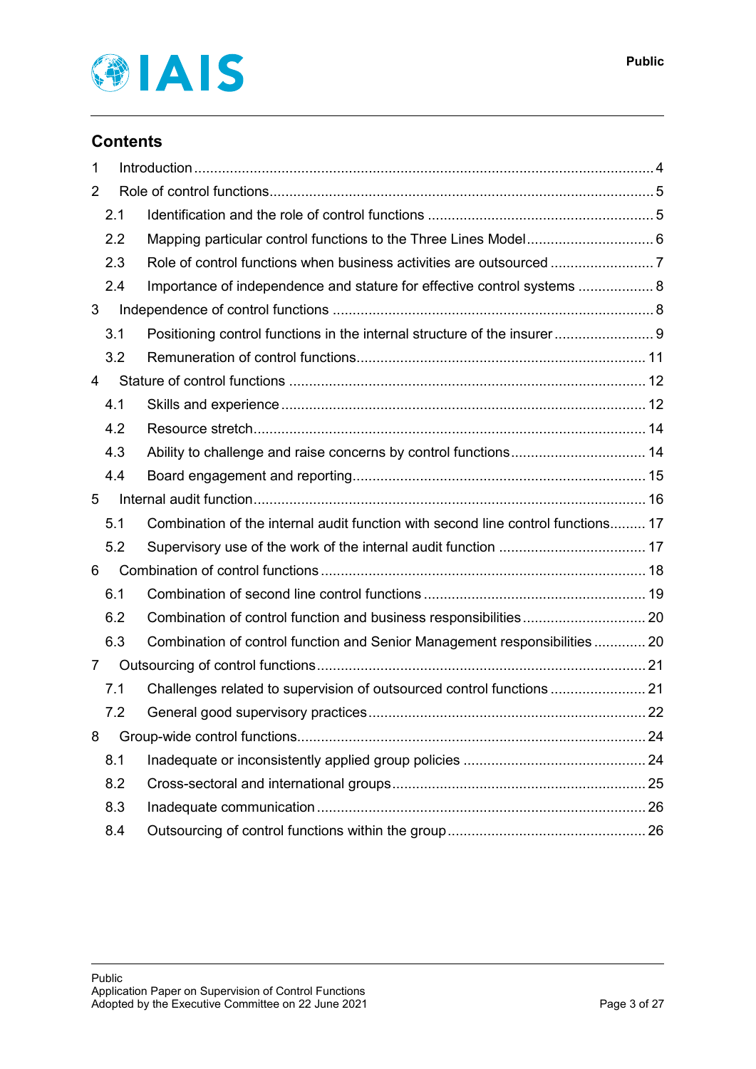## Contents

1 Introduction .......... 4

2 Role of control functions .......... 5

2.1 Identification and the role of control functions .......... 5

2.2 Mapping particular control functions to the Three Lines Model .......... 6

2.3 Role of control functions when business activities are outsourced .......... 7

2.4 Importance of independence and stature for effective control systems .......... 8

3 Independence of control functions .......... 8

3.1 Positioning control functions in the internal structure of the insurer .......... 9

3.2 Remuneration of control functions .......... 11

4 Stature of control functions .......... 12

4.1 Skills and experience .......... 12

4.2 Resource stretch .......... 14

4.3 Ability to challenge and raise concerns by control functions .......... 14

4.4 Board engagement and reporting .......... 15

5 Internal audit function .......... 16

5.1 Combination of the internal audit function with second line control functions .......... 17

5.2 Supervisory use of the work of the internal audit function .......... 17

6 Combination of control functions .......... 18

6.1 Combination of second line control functions .......... 19

6.2 Combination of control function and business responsibilities .......... 20

6.3 Combination of control function and Senior Management responsibilities .......... 20

7 Outsourcing of control functions .......... 21

7.1 Challenges related to supervision of outsourced control functions .......... 21

7.2 General good supervisory practices .......... 22

8 Group-wide control functions .......... 24

8.1 Inadequate or inconsistently applied group policies .......... 24

8.2 Cross-sectoral and international groups .......... 25

8.3 Inadequate communication .......... 26

8.4 Outsourcing of control functions within the group .......... 26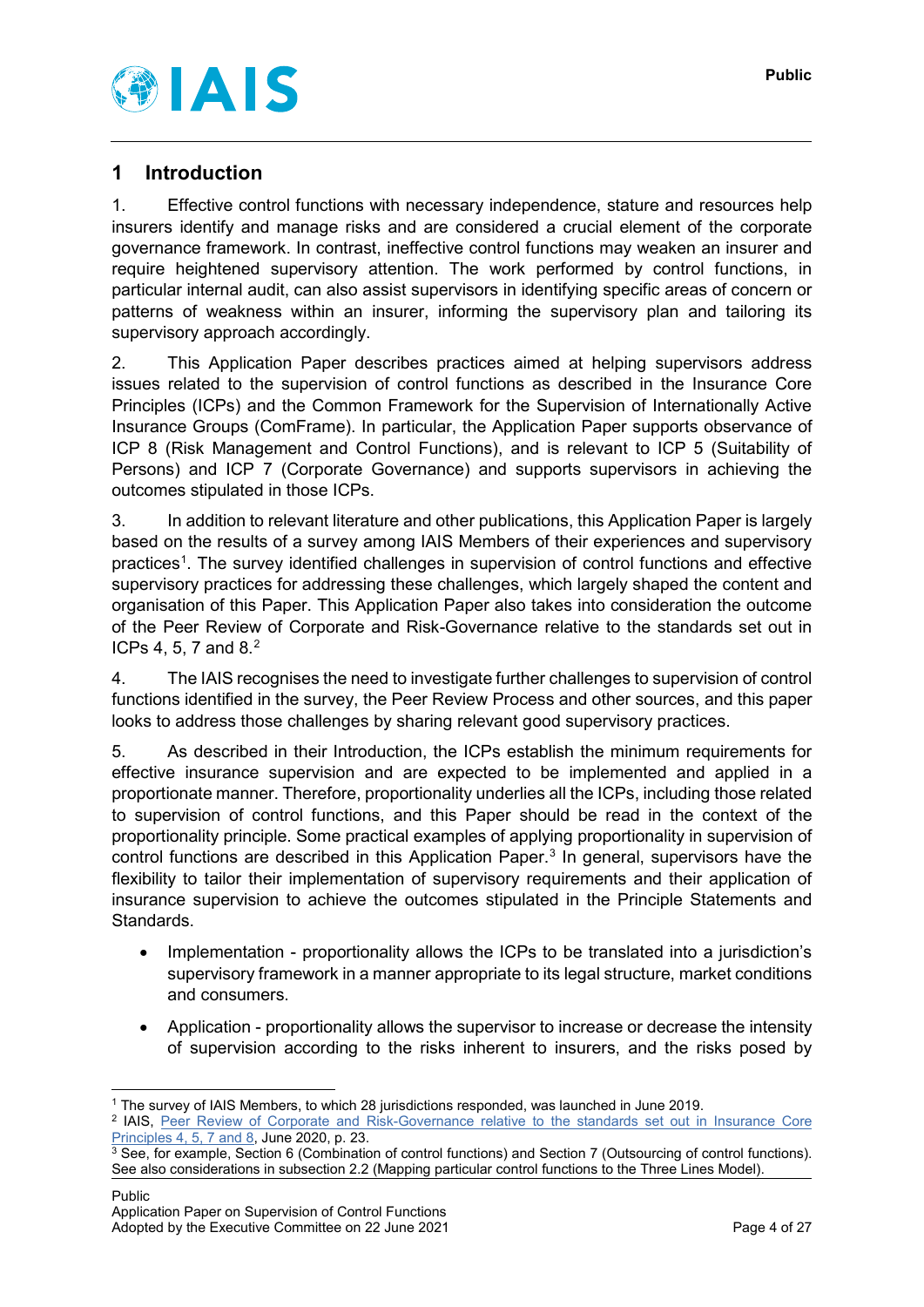## 1 Introduction

1. Effective control functions with necessary independence, stature and resources help insurers identify and manage risks and are considered a crucial element of the corporate governance framework. In contrast, ineffective control functions may weaken an insurer and require heightened supervisory attention. The work performed by control functions, in particular internal audit, can also assist supervisors in identifying specific areas of concern or patterns of weakness within an insurer, informing the supervisory plan and tailoring its supervisory approach accordingly.

2. This Application Paper describes practices aimed at helping supervisors address issues related to the supervision of control functions as described in the Insurance Core Principles (ICPs) and the Common Framework for the Supervision of Internationally Active Insurance Groups (ComFrame). In particular, the Application Paper supports observance of ICP 8 (Risk Management and Control Functions), and is relevant to ICP 5 (Suitability of Persons) and ICP 7 (Corporate Governance) and supports supervisors in achieving the outcomes stipulated in those ICPs.

3. In addition to relevant literature and other publications, this Application Paper is largely based on the results of a survey among IAIS Members of their experiences and supervisory practices[1]. The survey identified challenges in supervision of control functions and effective supervisory practices for addressing these challenges, which largely shaped the content and organisation of this Paper. This Application Paper also takes into consideration the outcome of the Peer Review of Corporate and Risk-Governance relative to the standards set out in ICPs 4, 5, 7 and 8.[2]

4. The IAIS recognises the need to investigate further challenges to supervision of control functions identified in the survey, the Peer Review Process and other sources, and this paper looks to address those challenges by sharing relevant good supervisory practices.

5. As described in their Introduction, the ICPs establish the minimum requirements for effective insurance supervision and are expected to be implemented and applied in a proportionate manner. Therefore, proportionality underlies all the ICPs, including those related to supervision of control functions, and this Paper should be read in the context of the proportionality principle. Some practical examples of applying proportionality in supervision of control functions are described in this Application Paper.[3] In general, supervisors have the flexibility to tailor their implementation of supervisory requirements and their application of insurance supervision to achieve the outcomes stipulated in the Principle Statements and Standards.

- Implementation - proportionality allows the ICPs to be translated into a jurisdiction's supervisory framework in a manner appropriate to its legal structure, market conditions and consumers.
- Application - proportionality allows the supervisor to increase or decrease the intensity of supervision according to the risks inherent to insurers, and the risks posed by

---

[1] The survey of IAIS Members, to which 28 jurisdictions responded, was launched in June 2019.

[2] IAIS, Peer Review of Corporate and Risk-Governance relative to the standards set out in Insurance Core Principles 4, 5, 7 and 8, June 2020, p. 23.

[3] See, for example, Section 6 (Combination of control functions) and Section 7 (Outsourcing of control functions). See also considerations in subsection 2.2 (Mapping particular control functions to the Three Lines Model).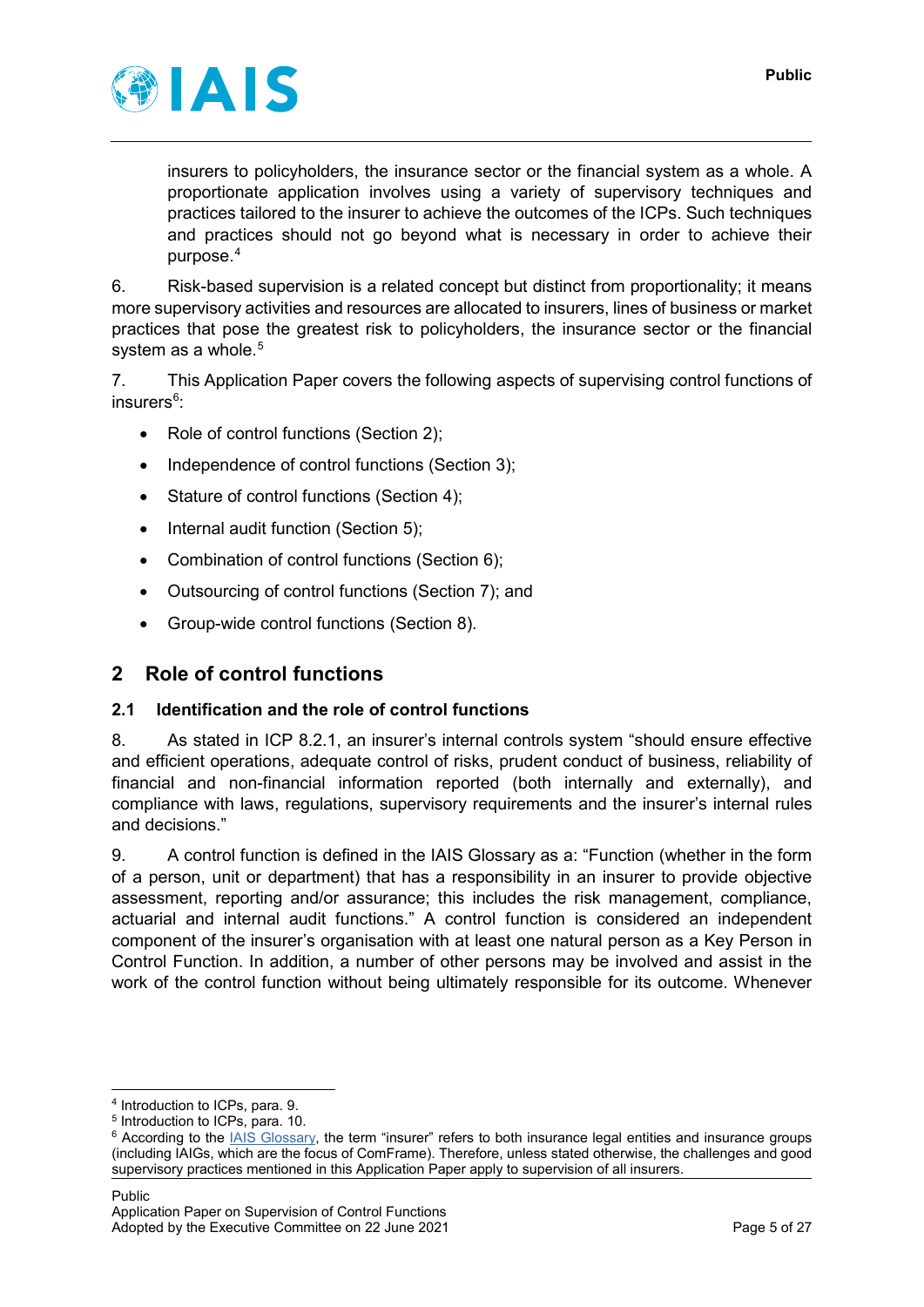insurers to policyholders, the insurance sector or the financial system as a whole. A proportionate application involves using a variety of supervisory techniques and practices tailored to the insurer to achieve the outcomes of the ICPs. Such techniques and practices should not go beyond what is necessary in order to achieve their purpose.[4]

6. Risk-based supervision is a related concept but distinct from proportionality; it means more supervisory activities and resources are allocated to insurers, lines of business or market practices that pose the greatest risk to policyholders, the insurance sector or the financial system as a whole.[5]

7. This Application Paper covers the following aspects of supervising control functions of insurers[6]:

- Role of control functions (Section 2);
- Independence of control functions (Section 3);
- Stature of control functions (Section 4);
- Internal audit function (Section 5);
- Combination of control functions (Section 6);
- Outsourcing of control functions (Section 7); and
- Group-wide control functions (Section 8).

## 2 Role of control functions

### 2.1 Identification and the role of control functions

8. As stated in ICP 8.2.1, an insurer's internal controls system "should ensure effective and efficient operations, adequate control of risks, prudent conduct of business, reliability of financial and non-financial information reported (both internally and externally), and compliance with laws, regulations, supervisory requirements and the insurer's internal rules and decisions."

9. A control function is defined in the IAIS Glossary as a: "Function (whether in the form of a person, unit or department) that has a responsibility in an insurer to provide objective assessment, reporting and/or assurance; this includes the risk management, compliance, actuarial and internal audit functions." A control function is considered an independent component of the insurer's organisation with at least one natural person as a Key Person in Control Function. In addition, a number of other persons may be involved and assist in the work of the control function without being ultimately responsible for its outcome. Whenever

---

[4] Introduction to ICPs, para. 9.

[5] Introduction to ICPs, para. 10.

[6] According to the IAIS Glossary, the term "insurer" refers to both insurance legal entities and insurance groups (including IAIGs, which are the focus of ComFrame). Therefore, unless stated otherwise, the challenges and good supervisory practices mentioned in this Application Paper apply to supervision of all insurers.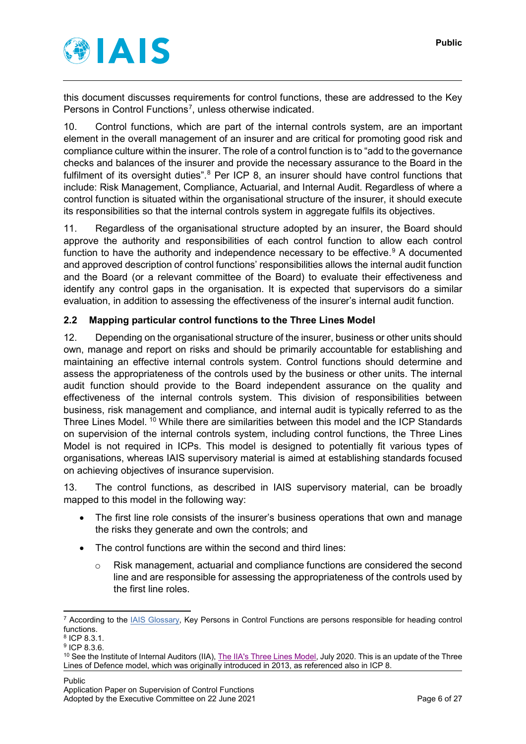this document discusses requirements for control functions, these are addressed to the Key Persons in Control Functions[7], unless otherwise indicated.

10. Control functions, which are part of the internal controls system, are an important element in the overall management of an insurer and are critical for promoting good risk and compliance culture within the insurer. The role of a control function is to "add to the governance checks and balances of the insurer and provide the necessary assurance to the Board in the fulfilment of its oversight duties".[8] Per ICP 8, an insurer should have control functions that include: Risk Management, Compliance, Actuarial, and Internal Audit. Regardless of where a control function is situated within the organisational structure of the insurer, it should execute its responsibilities so that the internal controls system in aggregate fulfils its objectives.

11. Regardless of the organisational structure adopted by an insurer, the Board should approve the authority and responsibilities of each control function to allow each control function to have the authority and independence necessary to be effective.[9] A documented and approved description of control functions' responsibilities allows the internal audit function and the Board (or a relevant committee of the Board) to evaluate their effectiveness and identify any control gaps in the organisation. It is expected that supervisors do a similar evaluation, in addition to assessing the effectiveness of the insurer's internal audit function.

### 2.2 Mapping particular control functions to the Three Lines Model

12. Depending on the organisational structure of the insurer, business or other units should own, manage and report on risks and should be primarily accountable for establishing and maintaining an effective internal controls system. Control functions should determine and assess the appropriateness of the controls used by the business or other units. The internal audit function should provide to the Board independent assurance on the quality and effectiveness of the internal controls system. This division of responsibilities between business, risk management and compliance, and internal audit is typically referred to as the Three Lines Model.[10] While there are similarities between this model and the ICP Standards on supervision of the internal controls system, including control functions, the Three Lines Model is not required in ICPs. This model is designed to potentially fit various types of organisations, whereas IAIS supervisory material is aimed at establishing standards focused on achieving objectives of insurance supervision.

13. The control functions, as described in IAIS supervisory material, can be broadly mapped to this model in the following way:

- The first line role consists of the insurer's business operations that own and manage the risks they generate and own the controls; and
- The control functions are within the second and third lines:
  - Risk management, actuarial and compliance functions are considered the second line and are responsible for assessing the appropriateness of the controls used by the first line roles.

---

[7] According to the IAIS Glossary, Key Persons in Control Functions are persons responsible for heading control functions.

[8] ICP 8.3.1.

[9] ICP 8.3.6.

[10] See the Institute of Internal Auditors (IIA), The IIA's Three Lines Model, July 2020. This is an update of the Three Lines of Defence model, which was originally introduced in 2013, as referenced also in ICP 8.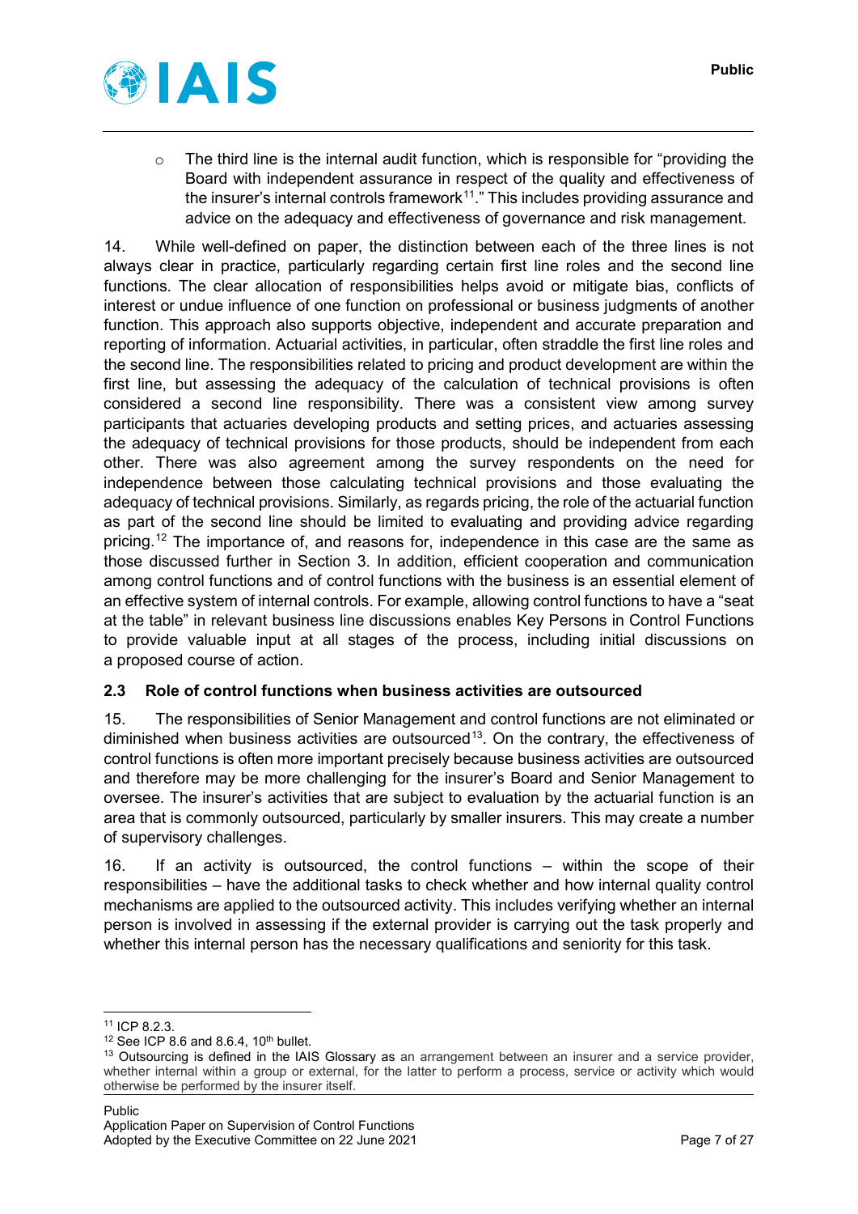- The third line is the internal audit function, which is responsible for "providing the Board with independent assurance in respect of the quality and effectiveness of the insurer's internal controls framework[11]." This includes providing assurance and advice on the adequacy and effectiveness of governance and risk management.

14. While well-defined on paper, the distinction between each of the three lines is not always clear in practice, particularly regarding certain first line roles and the second line functions. The clear allocation of responsibilities helps avoid or mitigate bias, conflicts of interest or undue influence of one function on professional or business judgments of another function. This approach also supports objective, independent and accurate preparation and reporting of information. Actuarial activities, in particular, often straddle the first line roles and the second line. The responsibilities related to pricing and product development are within the first line, but assessing the adequacy of the calculation of technical provisions is often considered a second line responsibility. There was a consistent view among survey participants that actuaries developing products and setting prices, and actuaries assessing the adequacy of technical provisions for those products, should be independent from each other. There was also agreement among the survey respondents on the need for independence between those calculating technical provisions and those evaluating the adequacy of technical provisions. Similarly, as regards pricing, the role of the actuarial function as part of the second line should be limited to evaluating and providing advice regarding pricing.[12] The importance of, and reasons for, independence in this case are the same as those discussed further in Section 3. In addition, efficient cooperation and communication among control functions and of control functions with the business is an essential element of an effective system of internal controls. For example, allowing control functions to have a "seat at the table" in relevant business line discussions enables Key Persons in Control Functions to provide valuable input at all stages of the process, including initial discussions on a proposed course of action.

### 2.3 Role of control functions when business activities are outsourced

15. The responsibilities of Senior Management and control functions are not eliminated or diminished when business activities are outsourced[13]. On the contrary, the effectiveness of control functions is often more important precisely because business activities are outsourced and therefore may be more challenging for the insurer's Board and Senior Management to oversee. The insurer's activities that are subject to evaluation by the actuarial function is an area that is commonly outsourced, particularly by smaller insurers. This may create a number of supervisory challenges.

16. If an activity is outsourced, the control functions – within the scope of their responsibilities – have the additional tasks to check whether and how internal quality control mechanisms are applied to the outsourced activity. This includes verifying whether an internal person is involved in assessing if the external provider is carrying out the task properly and whether this internal person has the necessary qualifications and seniority for this task.

---

[11] ICP 8.2.3.

[12] See ICP 8.6 and 8.6.4, 10th bullet.

[13] Outsourcing is defined in the IAIS Glossary as an arrangement between an insurer and a service provider, whether internal within a group or external, for the latter to perform a process, service or activity which would otherwise be performed by the insurer itself.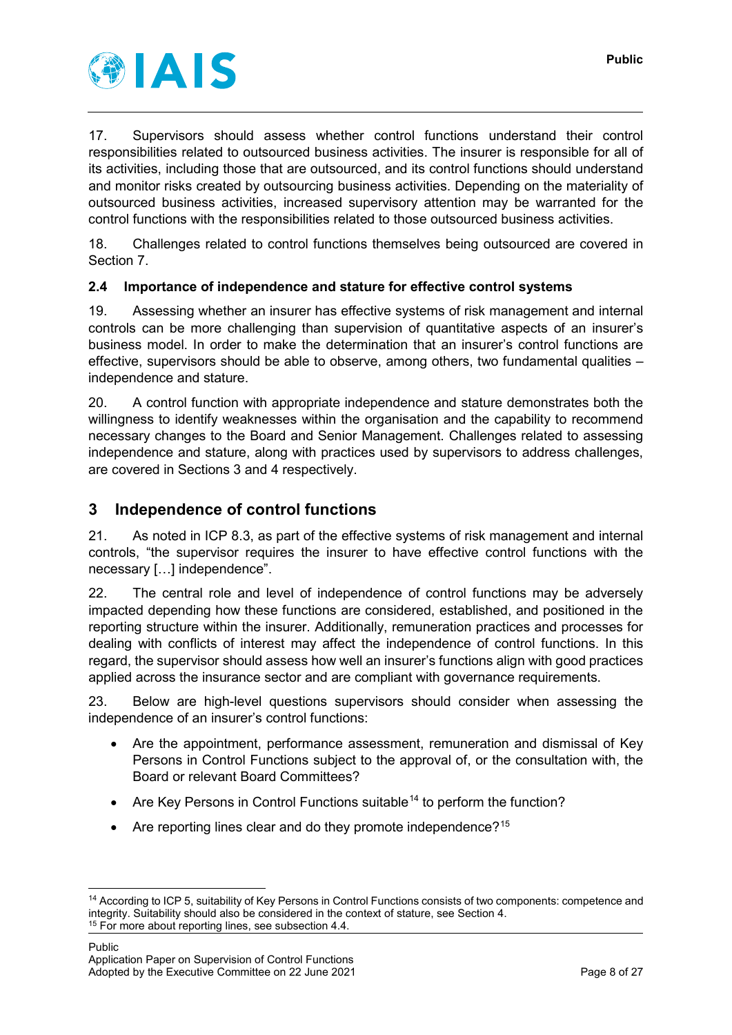17. Supervisors should assess whether control functions understand their control responsibilities related to outsourced business activities. The insurer is responsible for all of its activities, including those that are outsourced, and its control functions should understand and monitor risks created by outsourcing business activities. Depending on the materiality of outsourced business activities, increased supervisory attention may be warranted for the control functions with the responsibilities related to those outsourced business activities.

18. Challenges related to control functions themselves being outsourced are covered in Section 7.

### 2.4 Importance of independence and stature for effective control systems

19. Assessing whether an insurer has effective systems of risk management and internal controls can be more challenging than supervision of quantitative aspects of an insurer's business model. In order to make the determination that an insurer's control functions are effective, supervisors should be able to observe, among others, two fundamental qualities – independence and stature.

20. A control function with appropriate independence and stature demonstrates both the willingness to identify weaknesses within the organisation and the capability to recommend necessary changes to the Board and Senior Management. Challenges related to assessing independence and stature, along with practices used by supervisors to address challenges, are covered in Sections 3 and 4 respectively.

## 3 Independence of control functions

21. As noted in ICP 8.3, as part of the effective systems of risk management and internal controls, "the supervisor requires the insurer to have effective control functions with the necessary […] independence".

22. The central role and level of independence of control functions may be adversely impacted depending how these functions are considered, established, and positioned in the reporting structure within the insurer. Additionally, remuneration practices and processes for dealing with conflicts of interest may affect the independence of control functions. In this regard, the supervisor should assess how well an insurer's functions align with good practices applied across the insurance sector and are compliant with governance requirements.

23. Below are high-level questions supervisors should consider when assessing the independence of an insurer's control functions:

- Are the appointment, performance assessment, remuneration and dismissal of Key Persons in Control Functions subject to the approval of, or the consultation with, the Board or relevant Board Committees?
- Are Key Persons in Control Functions suitable[14] to perform the function?
- Are reporting lines clear and do they promote independence?[15]

[14] According to ICP 5, suitability of Key Persons in Control Functions consists of two components: competence and integrity. Suitability should also be considered in the context of stature, see Section 4.

[15] For more about reporting lines, see subsection 4.4.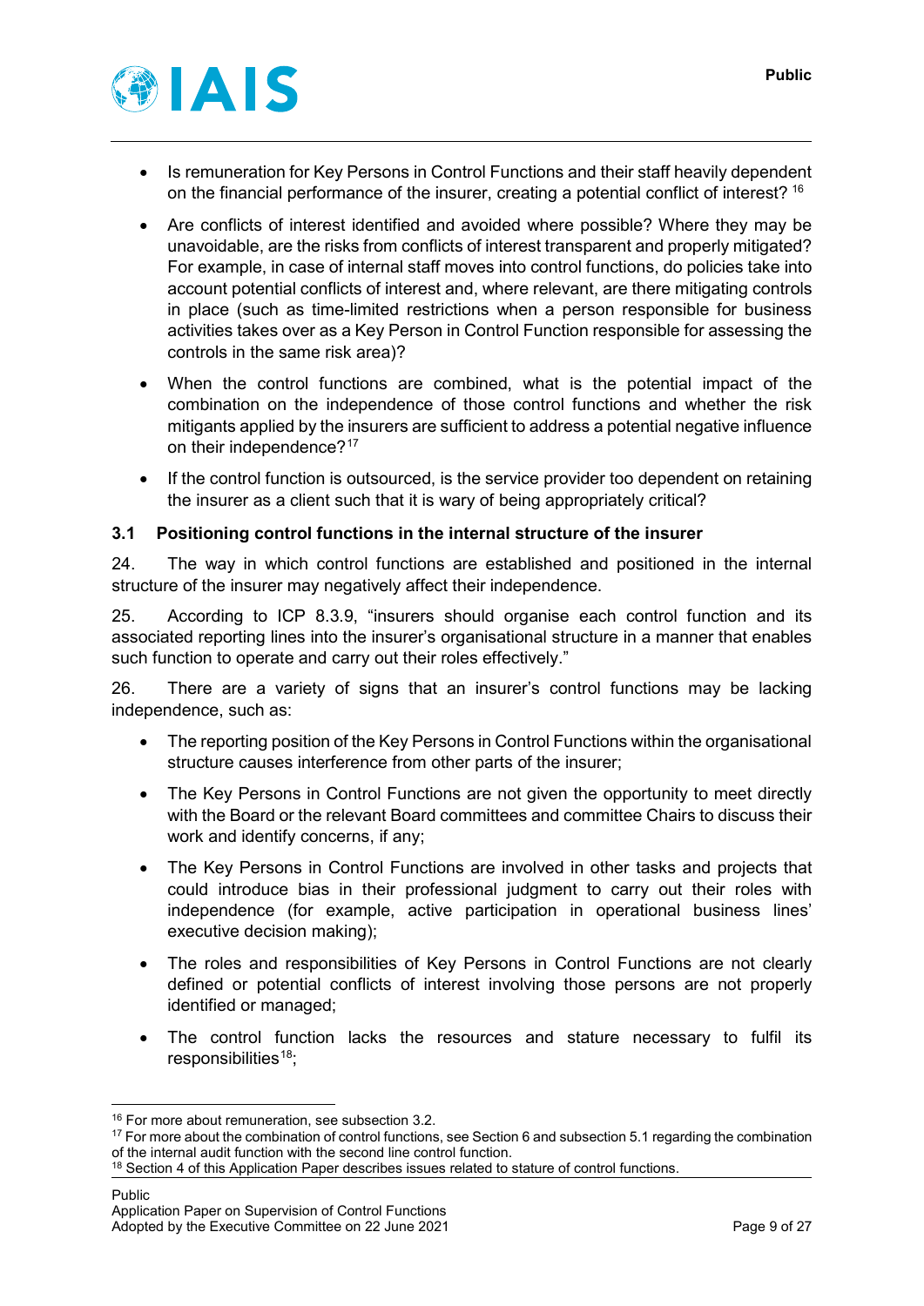- Is remuneration for Key Persons in Control Functions and their staff heavily dependent on the financial performance of the insurer, creating a potential conflict of interest? [16]
- Are conflicts of interest identified and avoided where possible? Where they may be unavoidable, are the risks from conflicts of interest transparent and properly mitigated? For example, in case of internal staff moves into control functions, do policies take into account potential conflicts of interest and, where relevant, are there mitigating controls in place (such as time-limited restrictions when a person responsible for business activities takes over as a Key Person in Control Function responsible for assessing the controls in the same risk area)?
- When the control functions are combined, what is the potential impact of the combination on the independence of those control functions and whether the risk mitigants applied by the insurers are sufficient to address a potential negative influence on their independence?[17]
- If the control function is outsourced, is the service provider too dependent on retaining the insurer as a client such that it is wary of being appropriately critical?

## 3.1 Positioning control functions in the internal structure of the insurer

24. The way in which control functions are established and positioned in the internal structure of the insurer may negatively affect their independence.

25. According to ICP 8.3.9, "insurers should organise each control function and its associated reporting lines into the insurer's organisational structure in a manner that enables such function to operate and carry out their roles effectively."

26. There are a variety of signs that an insurer's control functions may be lacking independence, such as:

- The reporting position of the Key Persons in Control Functions within the organisational structure causes interference from other parts of the insurer;
- The Key Persons in Control Functions are not given the opportunity to meet directly with the Board or the relevant Board committees and committee Chairs to discuss their work and identify concerns, if any;
- The Key Persons in Control Functions are involved in other tasks and projects that could introduce bias in their professional judgment to carry out their roles with independence (for example, active participation in operational business lines' executive decision making);
- The roles and responsibilities of Key Persons in Control Functions are not clearly defined or potential conflicts of interest involving those persons are not properly identified or managed;
- The control function lacks the resources and stature necessary to fulfil its responsibilities[18];

---

[16] For more about remuneration, see subsection 3.2.

[17] For more about the combination of control functions, see Section 6 and subsection 5.1 regarding the combination of the internal audit function with the second line control function.

[18] Section 4 of this Application Paper describes issues related to stature of control functions.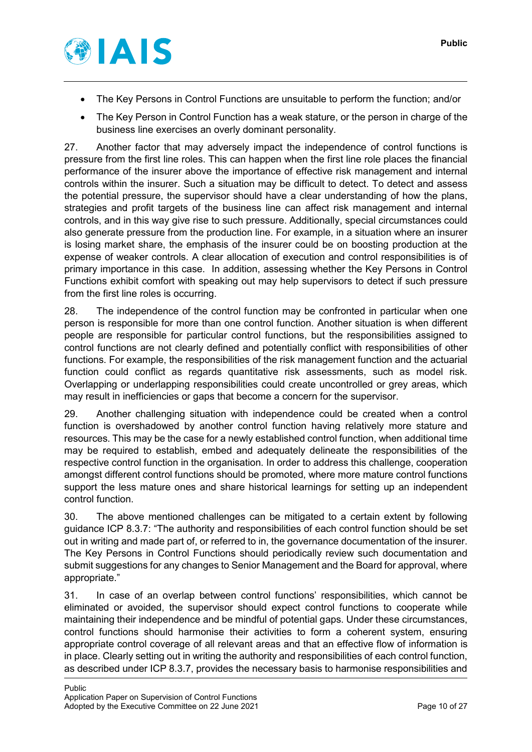- The Key Persons in Control Functions are unsuitable to perform the function; and/or
- The Key Person in Control Function has a weak stature, or the person in charge of the business line exercises an overly dominant personality.

27. Another factor that may adversely impact the independence of control functions is pressure from the first line roles. This can happen when the first line role places the financial performance of the insurer above the importance of effective risk management and internal controls within the insurer. Such a situation may be difficult to detect. To detect and assess the potential pressure, the supervisor should have a clear understanding of how the plans, strategies and profit targets of the business line can affect risk management and internal controls, and in this way give rise to such pressure. Additionally, special circumstances could also generate pressure from the production line. For example, in a situation where an insurer is losing market share, the emphasis of the insurer could be on boosting production at the expense of weaker controls. A clear allocation of execution and control responsibilities is of primary importance in this case. In addition, assessing whether the Key Persons in Control Functions exhibit comfort with speaking out may help supervisors to detect if such pressure from the first line roles is occurring.

28. The independence of the control function may be confronted in particular when one person is responsible for more than one control function. Another situation is when different people are responsible for particular control functions, but the responsibilities assigned to control functions are not clearly defined and potentially conflict with responsibilities of other functions. For example, the responsibilities of the risk management function and the actuarial function could conflict as regards quantitative risk assessments, such as model risk. Overlapping or underlapping responsibilities could create uncontrolled or grey areas, which may result in inefficiencies or gaps that become a concern for the supervisor.

29. Another challenging situation with independence could be created when a control function is overshadowed by another control function having relatively more stature and resources. This may be the case for a newly established control function, when additional time may be required to establish, embed and adequately delineate the responsibilities of the respective control function in the organisation. In order to address this challenge, cooperation amongst different control functions should be promoted, where more mature control functions support the less mature ones and share historical learnings for setting up an independent control function.

30. The above mentioned challenges can be mitigated to a certain extent by following guidance ICP 8.3.7: "The authority and responsibilities of each control function should be set out in writing and made part of, or referred to in, the governance documentation of the insurer. The Key Persons in Control Functions should periodically review such documentation and submit suggestions for any changes to Senior Management and the Board for approval, where appropriate."

31. In case of an overlap between control functions' responsibilities, which cannot be eliminated or avoided, the supervisor should expect control functions to cooperate while maintaining their independence and be mindful of potential gaps. Under these circumstances, control functions should harmonise their activities to form a coherent system, ensuring appropriate control coverage of all relevant areas and that an effective flow of information is in place. Clearly setting out in writing the authority and responsibilities of each control function, as described under ICP 8.3.7, provides the necessary basis to harmonise responsibilities and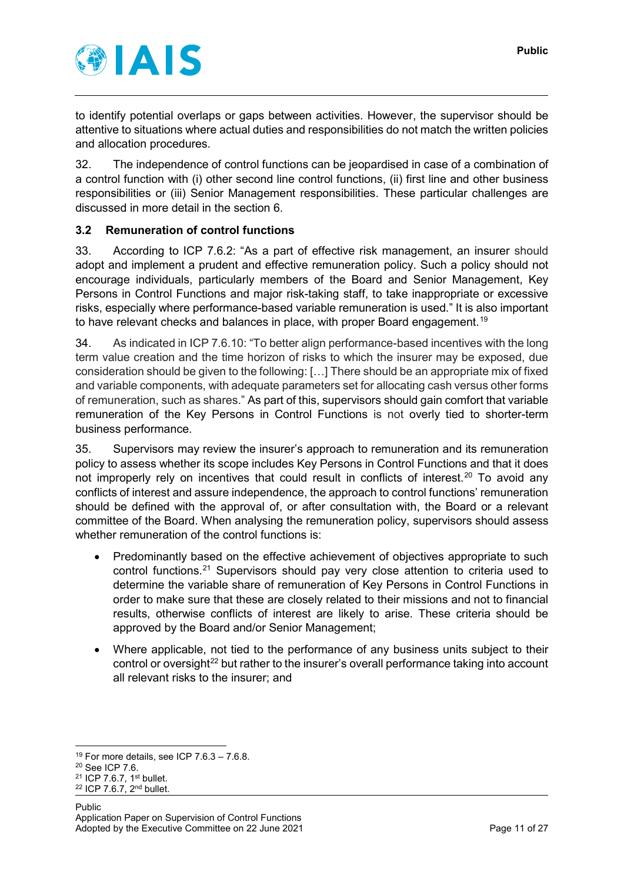to identify potential overlaps or gaps between activities. However, the supervisor should be attentive to situations where actual duties and responsibilities do not match the written policies and allocation procedures.

32. The independence of control functions can be jeopardised in case of a combination of a control function with (i) other second line control functions, (ii) first line and other business responsibilities or (iii) Senior Management responsibilities. These particular challenges are discussed in more detail in the section 6.

### 3.2 Remuneration of control functions

33. According to ICP 7.6.2: "As a part of effective risk management, an insurer should adopt and implement a prudent and effective remuneration policy. Such a policy should not encourage individuals, particularly members of the Board and Senior Management, Key Persons in Control Functions and major risk-taking staff, to take inappropriate or excessive risks, especially where performance-based variable remuneration is used." It is also important to have relevant checks and balances in place, with proper Board engagement.[19]

34. As indicated in ICP 7.6.10: "To better align performance-based incentives with the long term value creation and the time horizon of risks to which the insurer may be exposed, due consideration should be given to the following: […] There should be an appropriate mix of fixed and variable components, with adequate parameters set for allocating cash versus other forms of remuneration, such as shares." As part of this, supervisors should gain comfort that variable remuneration of the Key Persons in Control Functions is not overly tied to shorter-term business performance.

35. Supervisors may review the insurer's approach to remuneration and its remuneration policy to assess whether its scope includes Key Persons in Control Functions and that it does not improperly rely on incentives that could result in conflicts of interest.[20] To avoid any conflicts of interest and assure independence, the approach to control functions' remuneration should be defined with the approval of, or after consultation with, the Board or a relevant committee of the Board. When analysing the remuneration policy, supervisors should assess whether remuneration of the control functions is:

- Predominantly based on the effective achievement of objectives appropriate to such control functions.[21] Supervisors should pay very close attention to criteria used to determine the variable share of remuneration of Key Persons in Control Functions in order to make sure that these are closely related to their missions and not to financial results, otherwise conflicts of interest are likely to arise. These criteria should be approved by the Board and/or Senior Management;
- Where applicable, not tied to the performance of any business units subject to their control or oversight[22] but rather to the insurer's overall performance taking into account all relevant risks to the insurer; and

[19] For more details, see ICP 7.6.3 – 7.6.8.

[20] See ICP 7.6.

[21] ICP 7.6.7, 1st bullet.

[22] ICP 7.6.7, 2nd bullet.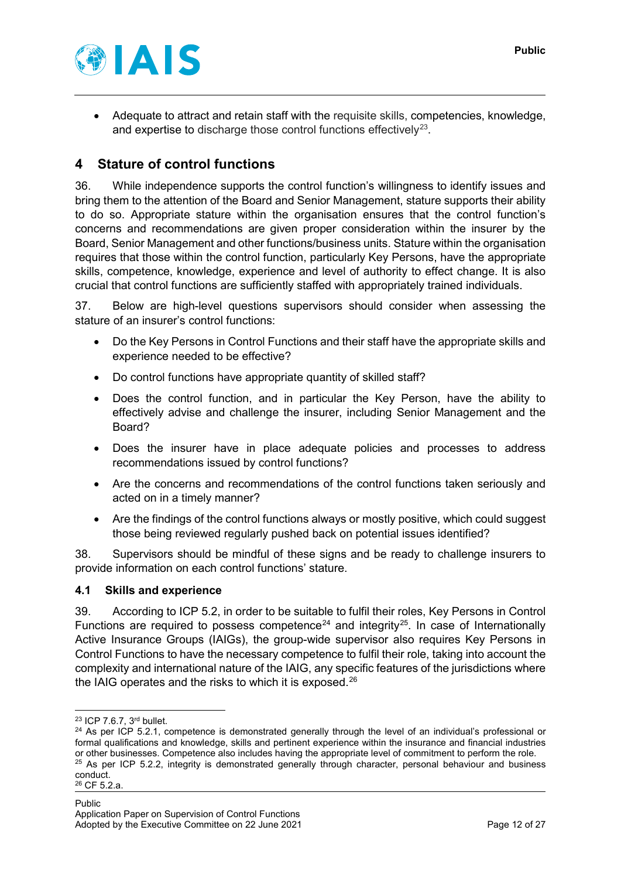- Adequate to attract and retain staff with the requisite skills, competencies, knowledge, and expertise to discharge those control functions effectively[23].

## 4 Stature of control functions

36. While independence supports the control function's willingness to identify issues and bring them to the attention of the Board and Senior Management, stature supports their ability to do so. Appropriate stature within the organisation ensures that the control function's concerns and recommendations are given proper consideration within the insurer by the Board, Senior Management and other functions/business units. Stature within the organisation requires that those within the control function, particularly Key Persons, have the appropriate skills, competence, knowledge, experience and level of authority to effect change. It is also crucial that control functions are sufficiently staffed with appropriately trained individuals.

37. Below are high-level questions supervisors should consider when assessing the stature of an insurer's control functions:

- Do the Key Persons in Control Functions and their staff have the appropriate skills and experience needed to be effective?
- Do control functions have appropriate quantity of skilled staff?
- Does the control function, and in particular the Key Person, have the ability to effectively advise and challenge the insurer, including Senior Management and the Board?
- Does the insurer have in place adequate policies and processes to address recommendations issued by control functions?
- Are the concerns and recommendations of the control functions taken seriously and acted on in a timely manner?
- Are the findings of the control functions always or mostly positive, which could suggest those being reviewed regularly pushed back on potential issues identified?

38. Supervisors should be mindful of these signs and be ready to challenge insurers to provide information on each control functions' stature.

### 4.1 Skills and experience

39. According to ICP 5.2, in order to be suitable to fulfil their roles, Key Persons in Control Functions are required to possess competence[24] and integrity[25]. In case of Internationally Active Insurance Groups (IAIGs), the group-wide supervisor also requires Key Persons in Control Functions to have the necessary competence to fulfil their role, taking into account the complexity and international nature of the IAIG, any specific features of the jurisdictions where the IAIG operates and the risks to which it is exposed.[26]

---

[23] ICP 7.6.7, 3rd bullet.

[24] As per ICP 5.2.1, competence is demonstrated generally through the level of an individual's professional or formal qualifications and knowledge, skills and pertinent experience within the insurance and financial industries or other businesses. Competence also includes having the appropriate level of commitment to perform the role.

[25] As per ICP 5.2.2, integrity is demonstrated generally through character, personal behaviour and business conduct.

[26] CF 5.2.a.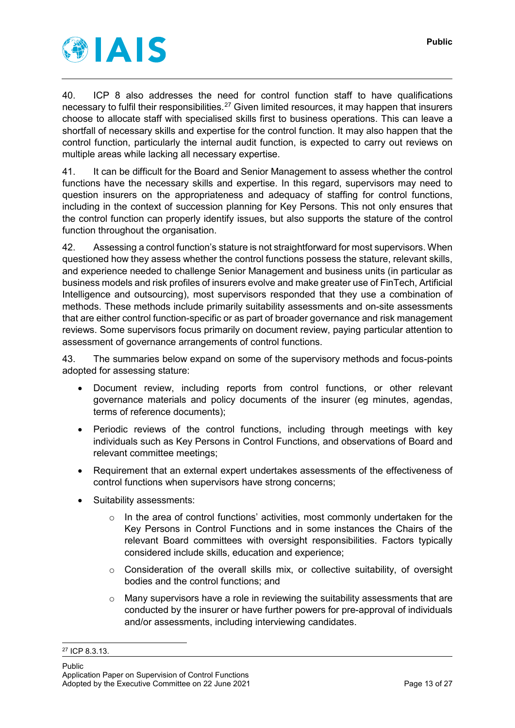40. ICP 8 also addresses the need for control function staff to have qualifications necessary to fulfil their responsibilities.[27] Given limited resources, it may happen that insurers choose to allocate staff with specialised skills first to business operations. This can leave a shortfall of necessary skills and expertise for the control function. It may also happen that the control function, particularly the internal audit function, is expected to carry out reviews on multiple areas while lacking all necessary expertise.

41. It can be difficult for the Board and Senior Management to assess whether the control functions have the necessary skills and expertise. In this regard, supervisors may need to question insurers on the appropriateness and adequacy of staffing for control functions, including in the context of succession planning for Key Persons. This not only ensures that the control function can properly identify issues, but also supports the stature of the control function throughout the organisation.

42. Assessing a control function's stature is not straightforward for most supervisors. When questioned how they assess whether the control functions possess the stature, relevant skills, and experience needed to challenge Senior Management and business units (in particular as business models and risk profiles of insurers evolve and make greater use of FinTech, Artificial Intelligence and outsourcing), most supervisors responded that they use a combination of methods. These methods include primarily suitability assessments and on-site assessments that are either control function-specific or as part of broader governance and risk management reviews. Some supervisors focus primarily on document review, paying particular attention to assessment of governance arrangements of control functions.

43. The summaries below expand on some of the supervisory methods and focus-points adopted for assessing stature:

- Document review, including reports from control functions, or other relevant governance materials and policy documents of the insurer (eg minutes, agendas, terms of reference documents);
- Periodic reviews of the control functions, including through meetings with key individuals such as Key Persons in Control Functions, and observations of Board and relevant committee meetings;
- Requirement that an external expert undertakes assessments of the effectiveness of control functions when supervisors have strong concerns;
- Suitability assessments:
  - In the area of control functions' activities, most commonly undertaken for the Key Persons in Control Functions and in some instances the Chairs of the relevant Board committees with oversight responsibilities. Factors typically considered include skills, education and experience;
  - Consideration of the overall skills mix, or collective suitability, of oversight bodies and the control functions; and
  - Many supervisors have a role in reviewing the suitability assessments that are conducted by the insurer or have further powers for pre-approval of individuals and/or assessments, including interviewing candidates.

[27] ICP 8.3.13.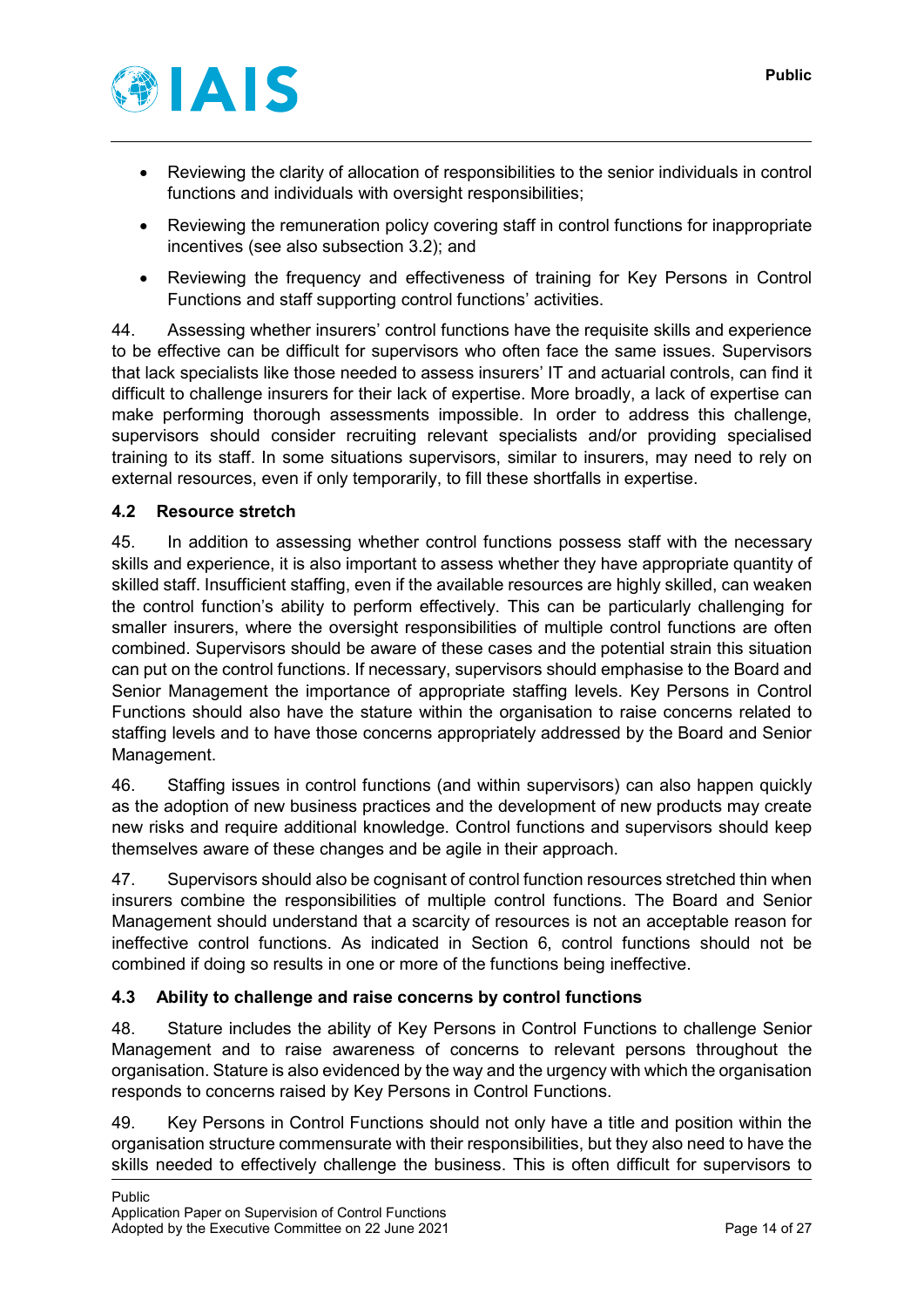- Reviewing the clarity of allocation of responsibilities to the senior individuals in control functions and individuals with oversight responsibilities;
- Reviewing the remuneration policy covering staff in control functions for inappropriate incentives (see also subsection 3.2); and
- Reviewing the frequency and effectiveness of training for Key Persons in Control Functions and staff supporting control functions' activities.

44. Assessing whether insurers' control functions have the requisite skills and experience to be effective can be difficult for supervisors who often face the same issues. Supervisors that lack specialists like those needed to assess insurers' IT and actuarial controls, can find it difficult to challenge insurers for their lack of expertise. More broadly, a lack of expertise can make performing thorough assessments impossible. In order to address this challenge, supervisors should consider recruiting relevant specialists and/or providing specialised training to its staff. In some situations supervisors, similar to insurers, may need to rely on external resources, even if only temporarily, to fill these shortfalls in expertise.

### 4.2 Resource stretch

45. In addition to assessing whether control functions possess staff with the necessary skills and experience, it is also important to assess whether they have appropriate quantity of skilled staff. Insufficient staffing, even if the available resources are highly skilled, can weaken the control function's ability to perform effectively. This can be particularly challenging for smaller insurers, where the oversight responsibilities of multiple control functions are often combined. Supervisors should be aware of these cases and the potential strain this situation can put on the control functions. If necessary, supervisors should emphasise to the Board and Senior Management the importance of appropriate staffing levels. Key Persons in Control Functions should also have the stature within the organisation to raise concerns related to staffing levels and to have those concerns appropriately addressed by the Board and Senior Management.

46. Staffing issues in control functions (and within supervisors) can also happen quickly as the adoption of new business practices and the development of new products may create new risks and require additional knowledge. Control functions and supervisors should keep themselves aware of these changes and be agile in their approach.

47. Supervisors should also be cognisant of control function resources stretched thin when insurers combine the responsibilities of multiple control functions. The Board and Senior Management should understand that a scarcity of resources is not an acceptable reason for ineffective control functions. As indicated in Section 6, control functions should not be combined if doing so results in one or more of the functions being ineffective.

### 4.3 Ability to challenge and raise concerns by control functions

48. Stature includes the ability of Key Persons in Control Functions to challenge Senior Management and to raise awareness of concerns to relevant persons throughout the organisation. Stature is also evidenced by the way and the urgency with which the organisation responds to concerns raised by Key Persons in Control Functions.

49. Key Persons in Control Functions should not only have a title and position within the organisation structure commensurate with their responsibilities, but they also need to have the skills needed to effectively challenge the business. This is often difficult for supervisors to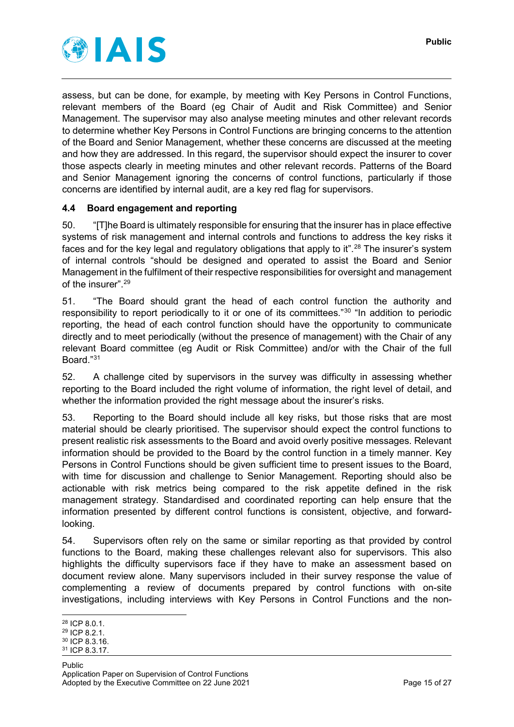assess, but can be done, for example, by meeting with Key Persons in Control Functions, relevant members of the Board (eg Chair of Audit and Risk Committee) and Senior Management. The supervisor may also analyse meeting minutes and other relevant records to determine whether Key Persons in Control Functions are bringing concerns to the attention of the Board and Senior Management, whether these concerns are discussed at the meeting and how they are addressed. In this regard, the supervisor should expect the insurer to cover those aspects clearly in meeting minutes and other relevant records. Patterns of the Board and Senior Management ignoring the concerns of control functions, particularly if those concerns are identified by internal audit, are a key red flag for supervisors.

### 4.4 Board engagement and reporting

50. "[T]he Board is ultimately responsible for ensuring that the insurer has in place effective systems of risk management and internal controls and functions to address the key risks it faces and for the key legal and regulatory obligations that apply to it".[28] The insurer's system of internal controls "should be designed and operated to assist the Board and Senior Management in the fulfilment of their respective responsibilities for oversight and management of the insurer".[29]

51. "The Board should grant the head of each control function the authority and responsibility to report periodically to it or one of its committees."[30] "In addition to periodic reporting, the head of each control function should have the opportunity to communicate directly and to meet periodically (without the presence of management) with the Chair of any relevant Board committee (eg Audit or Risk Committee) and/or with the Chair of the full Board."[31]

52. A challenge cited by supervisors in the survey was difficulty in assessing whether reporting to the Board included the right volume of information, the right level of detail, and whether the information provided the right message about the insurer's risks.

53. Reporting to the Board should include all key risks, but those risks that are most material should be clearly prioritised. The supervisor should expect the control functions to present realistic risk assessments to the Board and avoid overly positive messages. Relevant information should be provided to the Board by the control function in a timely manner. Key Persons in Control Functions should be given sufficient time to present issues to the Board, with time for discussion and challenge to Senior Management. Reporting should also be actionable with risk metrics being compared to the risk appetite defined in the risk management strategy. Standardised and coordinated reporting can help ensure that the information presented by different control functions is consistent, objective, and forward-looking.

54. Supervisors often rely on the same or similar reporting as that provided by control functions to the Board, making these challenges relevant also for supervisors. This also highlights the difficulty supervisors face if they have to make an assessment based on document review alone. Many supervisors included in their survey response the value of complementing a review of documents prepared by control functions with on-site investigations, including interviews with Key Persons in Control Functions and the non-

[28] ICP 8.0.1.
[29] ICP 8.2.1.
[30] ICP 8.3.16.
[31] ICP 8.3.17.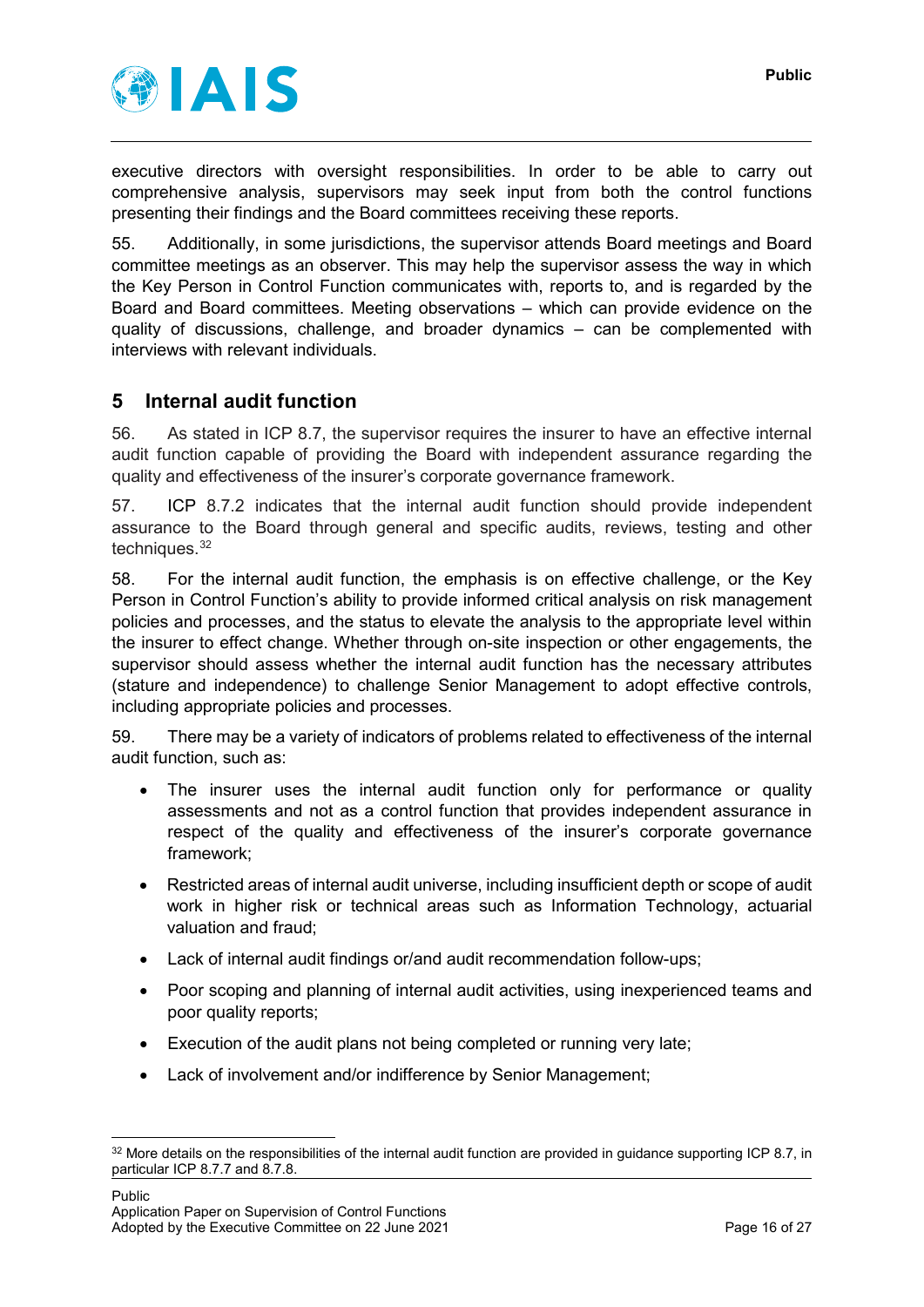executive directors with oversight responsibilities. In order to be able to carry out comprehensive analysis, supervisors may seek input from both the control functions presenting their findings and the Board committees receiving these reports.

55. Additionally, in some jurisdictions, the supervisor attends Board meetings and Board committee meetings as an observer. This may help the supervisor assess the way in which the Key Person in Control Function communicates with, reports to, and is regarded by the Board and Board committees. Meeting observations – which can provide evidence on the quality of discussions, challenge, and broader dynamics – can be complemented with interviews with relevant individuals.

## 5 Internal audit function

56. As stated in ICP 8.7, the supervisor requires the insurer to have an effective internal audit function capable of providing the Board with independent assurance regarding the quality and effectiveness of the insurer's corporate governance framework.

57. ICP 8.7.2 indicates that the internal audit function should provide independent assurance to the Board through general and specific audits, reviews, testing and other techniques.[32]

58. For the internal audit function, the emphasis is on effective challenge, or the Key Person in Control Function's ability to provide informed critical analysis on risk management policies and processes, and the status to elevate the analysis to the appropriate level within the insurer to effect change. Whether through on-site inspection or other engagements, the supervisor should assess whether the internal audit function has the necessary attributes (stature and independence) to challenge Senior Management to adopt effective controls, including appropriate policies and processes.

59. There may be a variety of indicators of problems related to effectiveness of the internal audit function, such as:

- The insurer uses the internal audit function only for performance or quality assessments and not as a control function that provides independent assurance in respect of the quality and effectiveness of the insurer's corporate governance framework;
- Restricted areas of internal audit universe, including insufficient depth or scope of audit work in higher risk or technical areas such as Information Technology, actuarial valuation and fraud;
- Lack of internal audit findings or/and audit recommendation follow-ups;
- Poor scoping and planning of internal audit activities, using inexperienced teams and poor quality reports;
- Execution of the audit plans not being completed or running very late;
- Lack of involvement and/or indifference by Senior Management;

[32] More details on the responsibilities of the internal audit function are provided in guidance supporting ICP 8.7, in particular ICP 8.7.7 and 8.7.8.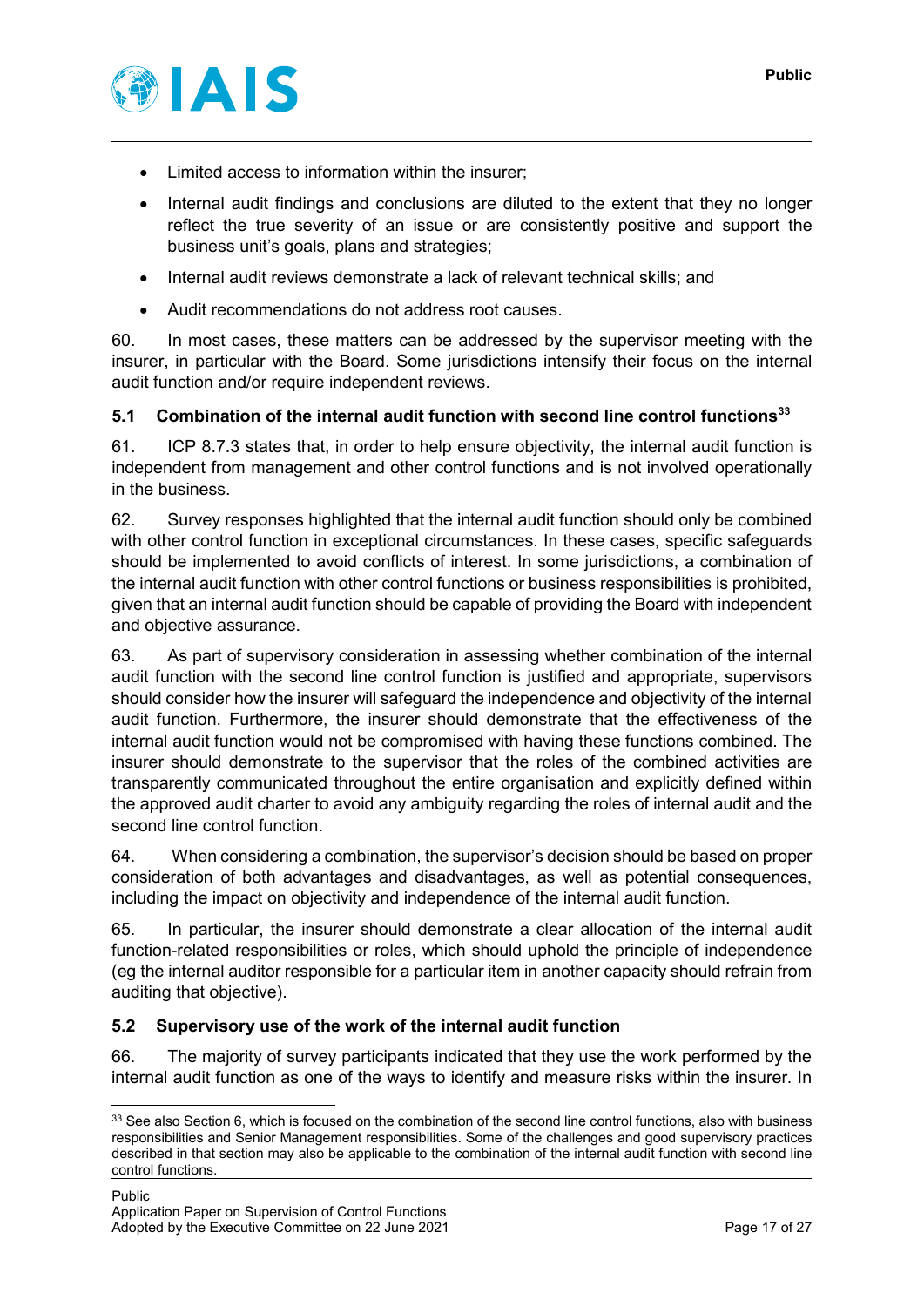- Limited access to information within the insurer;
- Internal audit findings and conclusions are diluted to the extent that they no longer reflect the true severity of an issue or are consistently positive and support the business unit's goals, plans and strategies;
- Internal audit reviews demonstrate a lack of relevant technical skills; and
- Audit recommendations do not address root causes.

60. In most cases, these matters can be addressed by the supervisor meeting with the insurer, in particular with the Board. Some jurisdictions intensify their focus on the internal audit function and/or require independent reviews.

### 5.1 Combination of the internal audit function with second line control functions[33]

61. ICP 8.7.3 states that, in order to help ensure objectivity, the internal audit function is independent from management and other control functions and is not involved operationally in the business.

62. Survey responses highlighted that the internal audit function should only be combined with other control function in exceptional circumstances. In these cases, specific safeguards should be implemented to avoid conflicts of interest. In some jurisdictions, a combination of the internal audit function with other control functions or business responsibilities is prohibited, given that an internal audit function should be capable of providing the Board with independent and objective assurance.

63. As part of supervisory consideration in assessing whether combination of the internal audit function with the second line control function is justified and appropriate, supervisors should consider how the insurer will safeguard the independence and objectivity of the internal audit function. Furthermore, the insurer should demonstrate that the effectiveness of the internal audit function would not be compromised with having these functions combined. The insurer should demonstrate to the supervisor that the roles of the combined activities are transparently communicated throughout the entire organisation and explicitly defined within the approved audit charter to avoid any ambiguity regarding the roles of internal audit and the second line control function.

64. When considering a combination, the supervisor's decision should be based on proper consideration of both advantages and disadvantages, as well as potential consequences, including the impact on objectivity and independence of the internal audit function.

65. In particular, the insurer should demonstrate a clear allocation of the internal audit function-related responsibilities or roles, which should uphold the principle of independence (eg the internal auditor responsible for a particular item in another capacity should refrain from auditing that objective).

### 5.2 Supervisory use of the work of the internal audit function

66. The majority of survey participants indicated that they use the work performed by the internal audit function as one of the ways to identify and measure risks within the insurer. In

[33] See also Section 6, which is focused on the combination of the second line control functions, also with business responsibilities and Senior Management responsibilities. Some of the challenges and good supervisory practices described in that section may also be applicable to the combination of the internal audit function with second line control functions.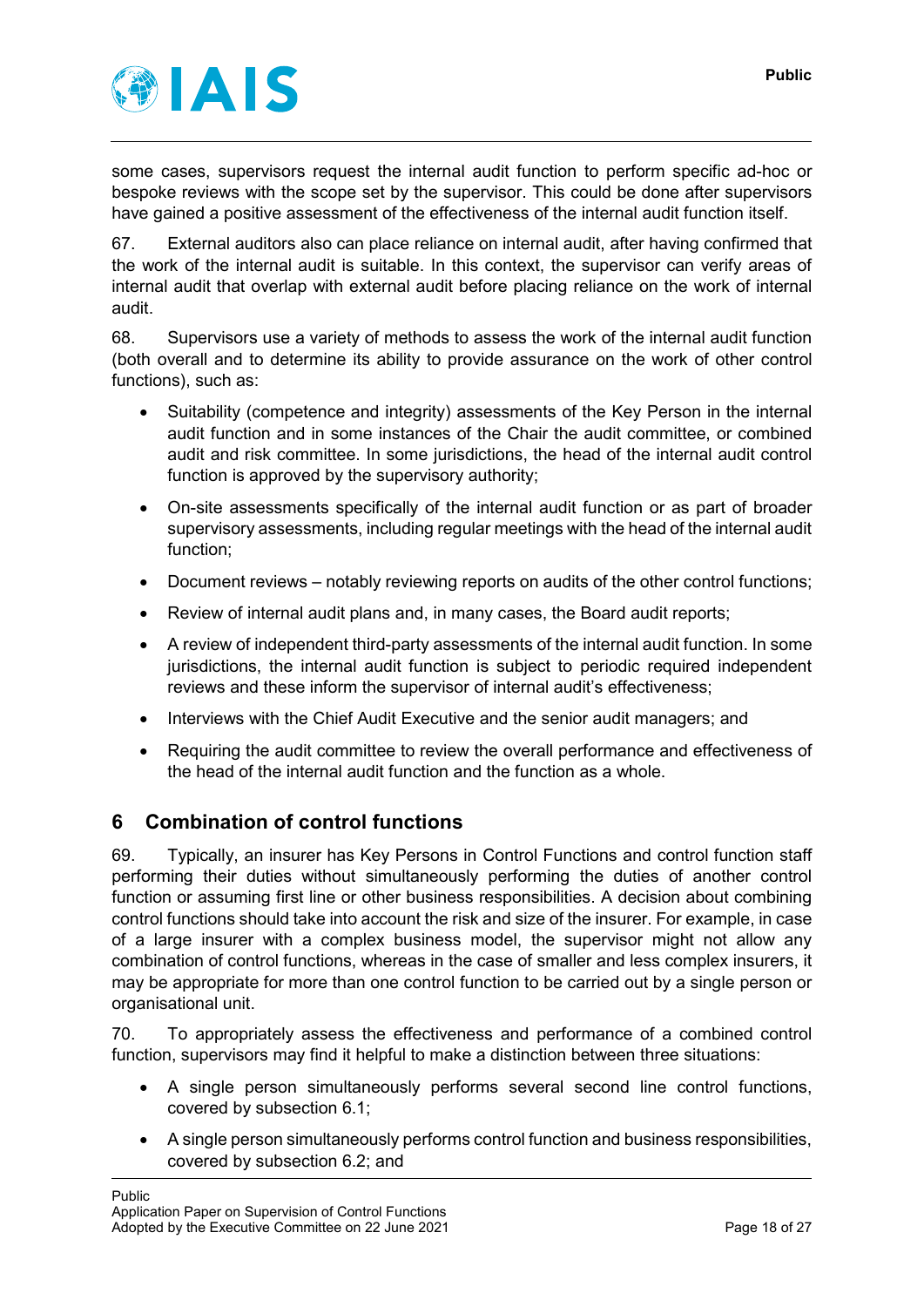some cases, supervisors request the internal audit function to perform specific ad-hoc or bespoke reviews with the scope set by the supervisor. This could be done after supervisors have gained a positive assessment of the effectiveness of the internal audit function itself.

67. External auditors also can place reliance on internal audit, after having confirmed that the work of the internal audit is suitable. In this context, the supervisor can verify areas of internal audit that overlap with external audit before placing reliance on the work of internal audit.

68. Supervisors use a variety of methods to assess the work of the internal audit function (both overall and to determine its ability to provide assurance on the work of other control functions), such as:

- Suitability (competence and integrity) assessments of the Key Person in the internal audit function and in some instances of the Chair the audit committee, or combined audit and risk committee. In some jurisdictions, the head of the internal audit control function is approved by the supervisory authority;
- On-site assessments specifically of the internal audit function or as part of broader supervisory assessments, including regular meetings with the head of the internal audit function;
- Document reviews – notably reviewing reports on audits of the other control functions;
- Review of internal audit plans and, in many cases, the Board audit reports;
- A review of independent third-party assessments of the internal audit function. In some jurisdictions, the internal audit function is subject to periodic required independent reviews and these inform the supervisor of internal audit's effectiveness;
- Interviews with the Chief Audit Executive and the senior audit managers; and
- Requiring the audit committee to review the overall performance and effectiveness of the head of the internal audit function and the function as a whole.

## 6 Combination of control functions

69. Typically, an insurer has Key Persons in Control Functions and control function staff performing their duties without simultaneously performing the duties of another control function or assuming first line or other business responsibilities. A decision about combining control functions should take into account the risk and size of the insurer. For example, in case of a large insurer with a complex business model, the supervisor might not allow any combination of control functions, whereas in the case of smaller and less complex insurers, it may be appropriate for more than one control function to be carried out by a single person or organisational unit.

70. To appropriately assess the effectiveness and performance of a combined control function, supervisors may find it helpful to make a distinction between three situations:

- A single person simultaneously performs several second line control functions, covered by subsection 6.1;
- A single person simultaneously performs control function and business responsibilities, covered by subsection 6.2; and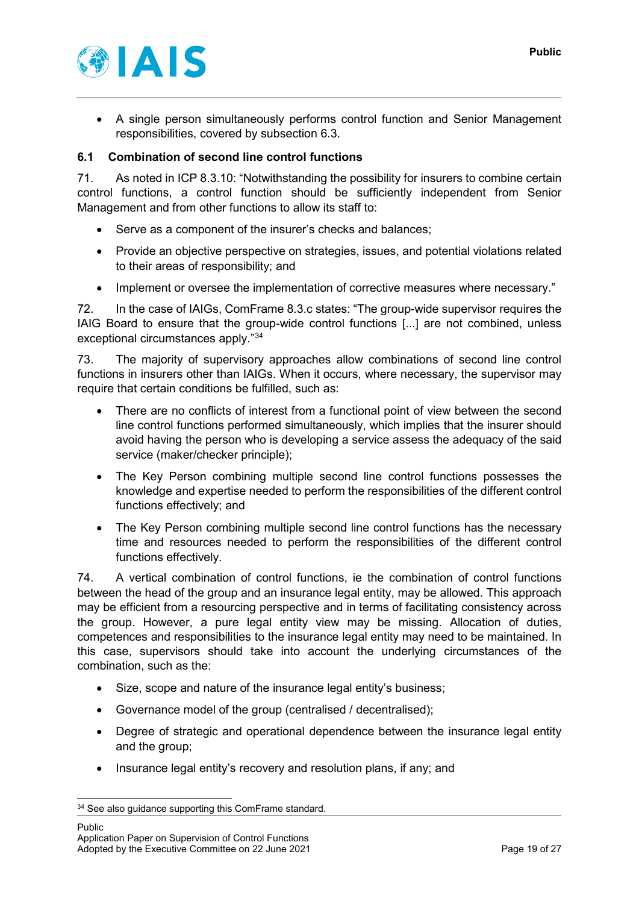- A single person simultaneously performs control function and Senior Management responsibilities, covered by subsection 6.3.

### 6.1 Combination of second line control functions

71. As noted in ICP 8.3.10: "Notwithstanding the possibility for insurers to combine certain control functions, a control function should be sufficiently independent from Senior Management and from other functions to allow its staff to:

- Serve as a component of the insurer's checks and balances;
- Provide an objective perspective on strategies, issues, and potential violations related to their areas of responsibility; and
- Implement or oversee the implementation of corrective measures where necessary."

72. In the case of IAIGs, ComFrame 8.3.c states: "The group-wide supervisor requires the IAIG Board to ensure that the group-wide control functions [...] are not combined, unless exceptional circumstances apply."[34]

73. The majority of supervisory approaches allow combinations of second line control functions in insurers other than IAIGs. When it occurs, where necessary, the supervisor may require that certain conditions be fulfilled, such as:

- There are no conflicts of interest from a functional point of view between the second line control functions performed simultaneously, which implies that the insurer should avoid having the person who is developing a service assess the adequacy of the said service (maker/checker principle);
- The Key Person combining multiple second line control functions possesses the knowledge and expertise needed to perform the responsibilities of the different control functions effectively; and
- The Key Person combining multiple second line control functions has the necessary time and resources needed to perform the responsibilities of the different control functions effectively.

74. A vertical combination of control functions, ie the combination of control functions between the head of the group and an insurance legal entity, may be allowed. This approach may be efficient from a resourcing perspective and in terms of facilitating consistency across the group. However, a pure legal entity view may be missing. Allocation of duties, competences and responsibilities to the insurance legal entity may need to be maintained. In this case, supervisors should take into account the underlying circumstances of the combination, such as the:

- Size, scope and nature of the insurance legal entity's business;
- Governance model of the group (centralised / decentralised);
- Degree of strategic and operational dependence between the insurance legal entity and the group;
- Insurance legal entity's recovery and resolution plans, if any; and

[34] See also guidance supporting this ComFrame standard.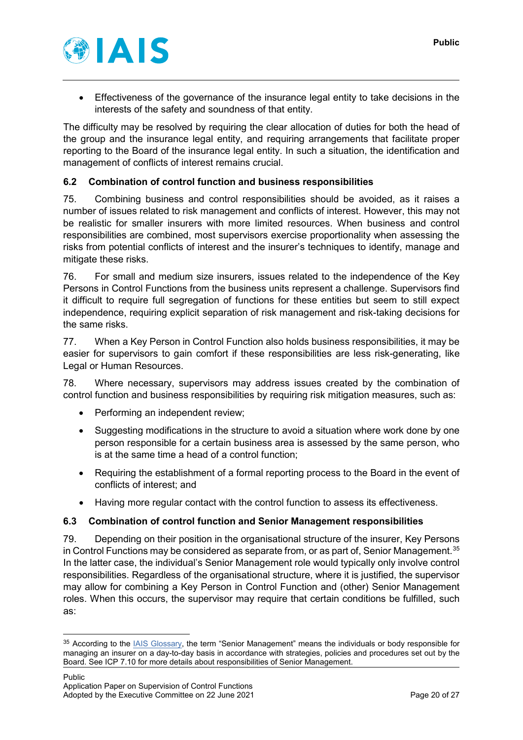- Effectiveness of the governance of the insurance legal entity to take decisions in the interests of the safety and soundness of that entity.

The difficulty may be resolved by requiring the clear allocation of duties for both the head of the group and the insurance legal entity, and requiring arrangements that facilitate proper reporting to the Board of the insurance legal entity. In such a situation, the identification and management of conflicts of interest remains crucial.

### 6.2 Combination of control function and business responsibilities

75. Combining business and control responsibilities should be avoided, as it raises a number of issues related to risk management and conflicts of interest. However, this may not be realistic for smaller insurers with more limited resources. When business and control responsibilities are combined, most supervisors exercise proportionality when assessing the risks from potential conflicts of interest and the insurer's techniques to identify, manage and mitigate these risks.

76. For small and medium size insurers, issues related to the independence of the Key Persons in Control Functions from the business units represent a challenge. Supervisors find it difficult to require full segregation of functions for these entities but seem to still expect independence, requiring explicit separation of risk management and risk-taking decisions for the same risks.

77. When a Key Person in Control Function also holds business responsibilities, it may be easier for supervisors to gain comfort if these responsibilities are less risk-generating, like Legal or Human Resources.

78. Where necessary, supervisors may address issues created by the combination of control function and business responsibilities by requiring risk mitigation measures, such as:

- Performing an independent review;
- Suggesting modifications in the structure to avoid a situation where work done by one person responsible for a certain business area is assessed by the same person, who is at the same time a head of a control function;
- Requiring the establishment of a formal reporting process to the Board in the event of conflicts of interest; and
- Having more regular contact with the control function to assess its effectiveness.

### 6.3 Combination of control function and Senior Management responsibilities

79. Depending on their position in the organisational structure of the insurer, Key Persons in Control Functions may be considered as separate from, or as part of, Senior Management.[35] In the latter case, the individual's Senior Management role would typically only involve control responsibilities. Regardless of the organisational structure, where it is justified, the supervisor may allow for combining a Key Person in Control Function and (other) Senior Management roles. When this occurs, the supervisor may require that certain conditions be fulfilled, such as:

[35] According to the IAIS Glossary, the term "Senior Management" means the individuals or body responsible for managing an insurer on a day-to-day basis in accordance with strategies, policies and procedures set out by the Board. See ICP 7.10 for more details about responsibilities of Senior Management.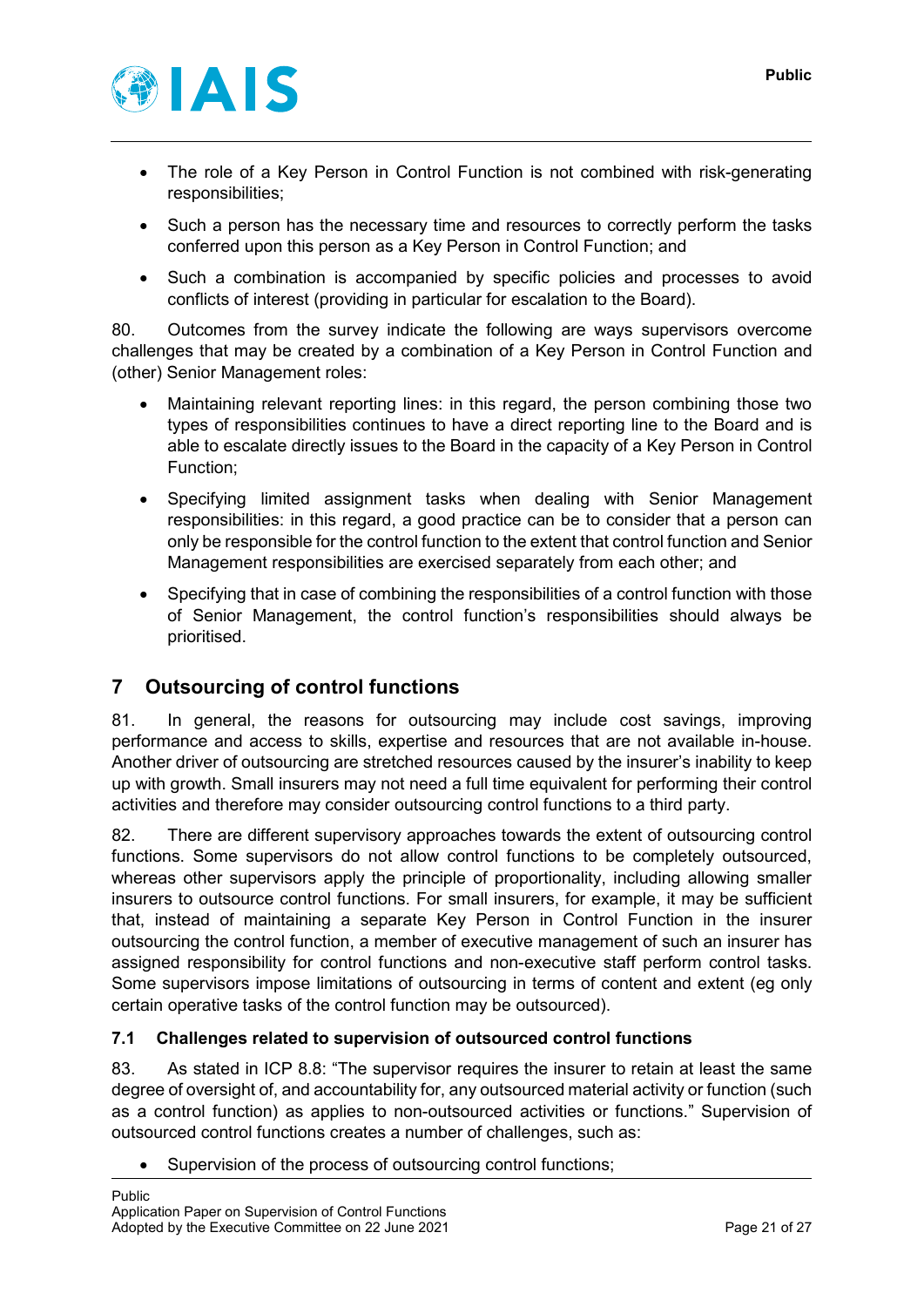- The role of a Key Person in Control Function is not combined with risk-generating responsibilities;
- Such a person has the necessary time and resources to correctly perform the tasks conferred upon this person as a Key Person in Control Function; and
- Such a combination is accompanied by specific policies and processes to avoid conflicts of interest (providing in particular for escalation to the Board).

80. Outcomes from the survey indicate the following are ways supervisors overcome challenges that may be created by a combination of a Key Person in Control Function and (other) Senior Management roles:

- Maintaining relevant reporting lines: in this regard, the person combining those two types of responsibilities continues to have a direct reporting line to the Board and is able to escalate directly issues to the Board in the capacity of a Key Person in Control Function;
- Specifying limited assignment tasks when dealing with Senior Management responsibilities: in this regard, a good practice can be to consider that a person can only be responsible for the control function to the extent that control function and Senior Management responsibilities are exercised separately from each other; and
- Specifying that in case of combining the responsibilities of a control function with those of Senior Management, the control function's responsibilities should always be prioritised.

# 7 Outsourcing of control functions

81. In general, the reasons for outsourcing may include cost savings, improving performance and access to skills, expertise and resources that are not available in-house. Another driver of outsourcing are stretched resources caused by the insurer's inability to keep up with growth. Small insurers may not need a full time equivalent for performing their control activities and therefore may consider outsourcing control functions to a third party.

82. There are different supervisory approaches towards the extent of outsourcing control functions. Some supervisors do not allow control functions to be completely outsourced, whereas other supervisors apply the principle of proportionality, including allowing smaller insurers to outsource control functions. For small insurers, for example, it may be sufficient that, instead of maintaining a separate Key Person in Control Function in the insurer outsourcing the control function, a member of executive management of such an insurer has assigned responsibility for control functions and non-executive staff perform control tasks. Some supervisors impose limitations of outsourcing in terms of content and extent (eg only certain operative tasks of the control function may be outsourced).

## 7.1 Challenges related to supervision of outsourced control functions

83. As stated in ICP 8.8: "The supervisor requires the insurer to retain at least the same degree of oversight of, and accountability for, any outsourced material activity or function (such as a control function) as applies to non-outsourced activities or functions." Supervision of outsourced control functions creates a number of challenges, such as:

- Supervision of the process of outsourcing control functions;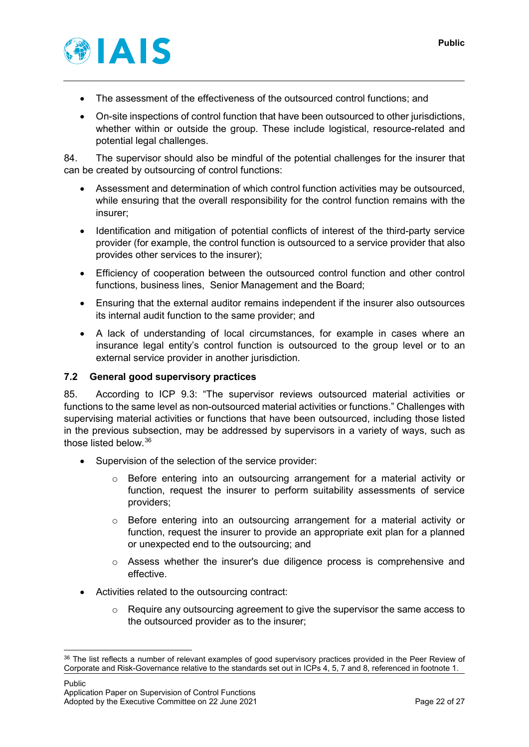- The assessment of the effectiveness of the outsourced control functions; and
- On-site inspections of control function that have been outsourced to other jurisdictions, whether within or outside the group. These include logistical, resource-related and potential legal challenges.

84. The supervisor should also be mindful of the potential challenges for the insurer that can be created by outsourcing of control functions:

- Assessment and determination of which control function activities may be outsourced, while ensuring that the overall responsibility for the control function remains with the insurer;
- Identification and mitigation of potential conflicts of interest of the third-party service provider (for example, the control function is outsourced to a service provider that also provides other services to the insurer);
- Efficiency of cooperation between the outsourced control function and other control functions, business lines, Senior Management and the Board;
- Ensuring that the external auditor remains independent if the insurer also outsources its internal audit function to the same provider; and
- A lack of understanding of local circumstances, for example in cases where an insurance legal entity's control function is outsourced to the group level or to an external service provider in another jurisdiction.

### 7.2 General good supervisory practices

85. According to ICP 9.3: "The supervisor reviews outsourced material activities or functions to the same level as non-outsourced material activities or functions." Challenges with supervising material activities or functions that have been outsourced, including those listed in the previous subsection, may be addressed by supervisors in a variety of ways, such as those listed below.[36]

- Supervision of the selection of the service provider:
  - Before entering into an outsourcing arrangement for a material activity or function, request the insurer to perform suitability assessments of service providers;
  - Before entering into an outsourcing arrangement for a material activity or function, request the insurer to provide an appropriate exit plan for a planned or unexpected end to the outsourcing; and
  - Assess whether the insurer's due diligence process is comprehensive and effective.
- Activities related to the outsourcing contract:
  - Require any outsourcing agreement to give the supervisor the same access to the outsourced provider as to the insurer;

[36] The list reflects a number of relevant examples of good supervisory practices provided in the Peer Review of Corporate and Risk-Governance relative to the standards set out in ICPs 4, 5, 7 and 8, referenced in footnote 1.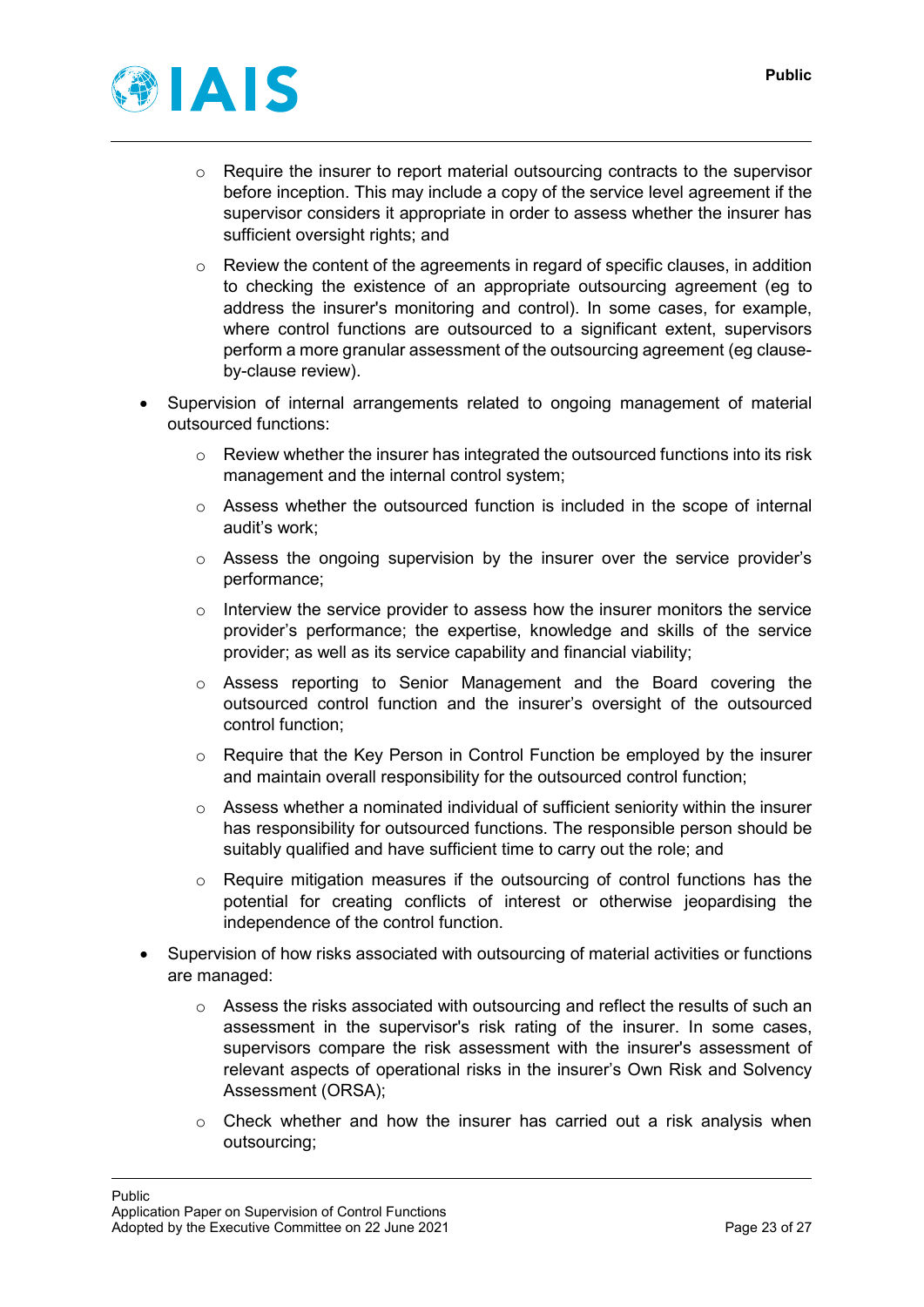- Require the insurer to report material outsourcing contracts to the supervisor before inception. This may include a copy of the service level agreement if the supervisor considers it appropriate in order to assess whether the insurer has sufficient oversight rights; and
    - Review the content of the agreements in regard of specific clauses, in addition to checking the existence of an appropriate outsourcing agreement (eg to address the insurer's monitoring and control). In some cases, for example, where control functions are outsourced to a significant extent, supervisors perform a more granular assessment of the outsourcing agreement (eg clause-by-clause review).
- Supervision of internal arrangements related to ongoing management of material outsourced functions:
    - Review whether the insurer has integrated the outsourced functions into its risk management and the internal control system;
    - Assess whether the outsourced function is included in the scope of internal audit's work;
    - Assess the ongoing supervision by the insurer over the service provider's performance;
    - Interview the service provider to assess how the insurer monitors the service provider's performance; the expertise, knowledge and skills of the service provider; as well as its service capability and financial viability;
    - Assess reporting to Senior Management and the Board covering the outsourced control function and the insurer's oversight of the outsourced control function;
    - Require that the Key Person in Control Function be employed by the insurer and maintain overall responsibility for the outsourced control function;
    - Assess whether a nominated individual of sufficient seniority within the insurer has responsibility for outsourced functions. The responsible person should be suitably qualified and have sufficient time to carry out the role; and
    - Require mitigation measures if the outsourcing of control functions has the potential for creating conflicts of interest or otherwise jeopardising the independence of the control function.
- Supervision of how risks associated with outsourcing of material activities or functions are managed:
    - Assess the risks associated with outsourcing and reflect the results of such an assessment in the supervisor's risk rating of the insurer. In some cases, supervisors compare the risk assessment with the insurer's assessment of relevant aspects of operational risks in the insurer's Own Risk and Solvency Assessment (ORSA);
    - Check whether and how the insurer has carried out a risk analysis when outsourcing;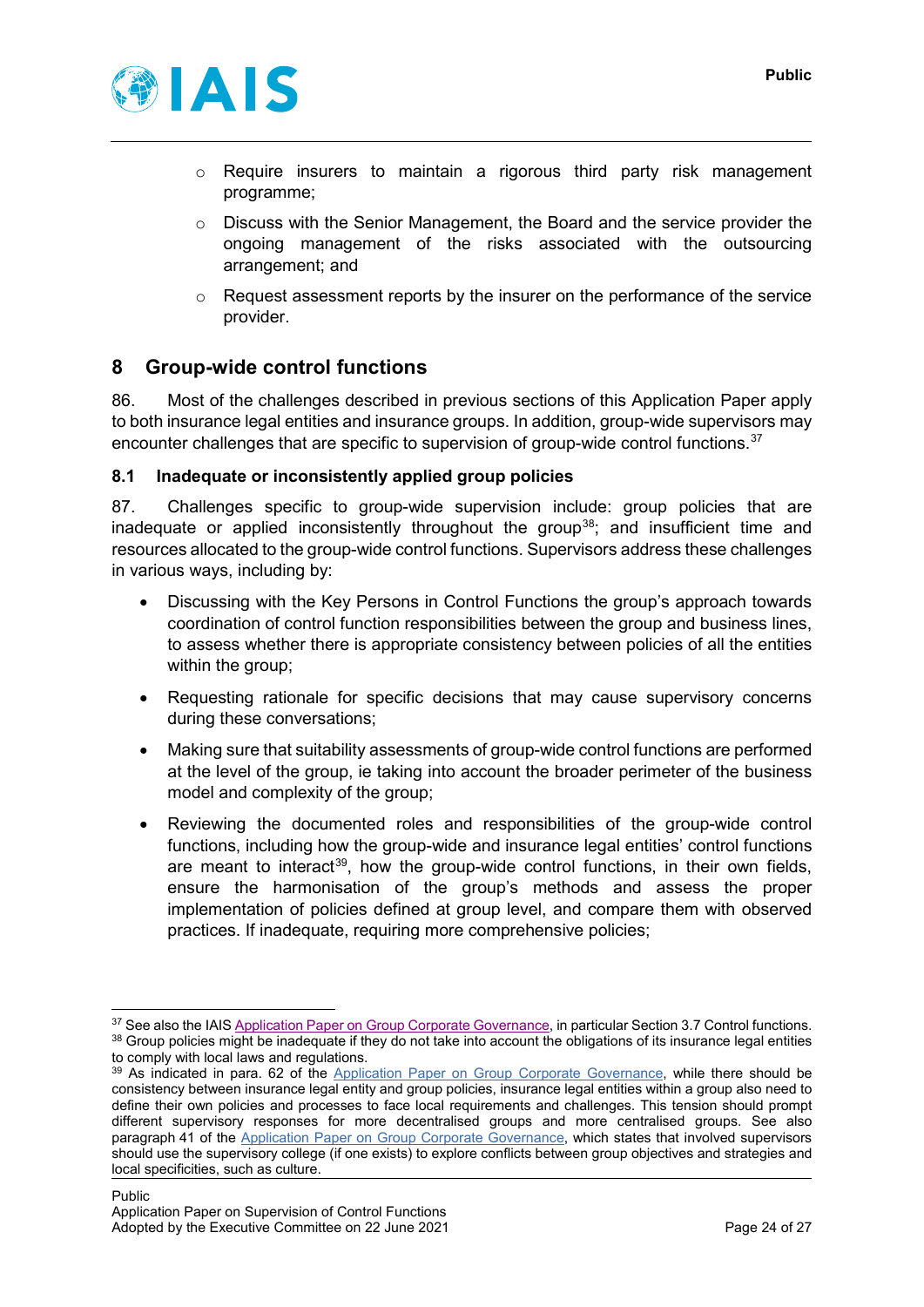- Require insurers to maintain a rigorous third party risk management programme;
- Discuss with the Senior Management, the Board and the service provider the ongoing management of the risks associated with the outsourcing arrangement; and
- Request assessment reports by the insurer on the performance of the service provider.

# 8 Group-wide control functions

86. Most of the challenges described in previous sections of this Application Paper apply to both insurance legal entities and insurance groups. In addition, group-wide supervisors may encounter challenges that are specific to supervision of group-wide control functions.[37]

## 8.1 Inadequate or inconsistently applied group policies

87. Challenges specific to group-wide supervision include: group policies that are inadequate or applied inconsistently throughout the group[38]; and insufficient time and resources allocated to the group-wide control functions. Supervisors address these challenges in various ways, including by:

- Discussing with the Key Persons in Control Functions the group's approach towards coordination of control function responsibilities between the group and business lines, to assess whether there is appropriate consistency between policies of all the entities within the group;
- Requesting rationale for specific decisions that may cause supervisory concerns during these conversations;
- Making sure that suitability assessments of group-wide control functions are performed at the level of the group, ie taking into account the broader perimeter of the business model and complexity of the group;
- Reviewing the documented roles and responsibilities of the group-wide control functions, including how the group-wide and insurance legal entities' control functions are meant to interact[39], how the group-wide control functions, in their own fields, ensure the harmonisation of the group's methods and assess the proper implementation of policies defined at group level, and compare them with observed practices. If inadequate, requiring more comprehensive policies;

---

[37] See also the IAIS Application Paper on Group Corporate Governance, in particular Section 3.7 Control functions.

[38] Group policies might be inadequate if they do not take into account the obligations of its insurance legal entities to comply with local laws and regulations.

[39] As indicated in para. 62 of the Application Paper on Group Corporate Governance, while there should be consistency between insurance legal entity and group policies, insurance legal entities within a group also need to define their own policies and processes to face local requirements and challenges. This tension should prompt different supervisory responses for more decentralised groups and more centralised groups. See also paragraph 41 of the Application Paper on Group Corporate Governance, which states that involved supervisors should use the supervisory college (if one exists) to explore conflicts between group objectives and strategies and local specificities, such as culture.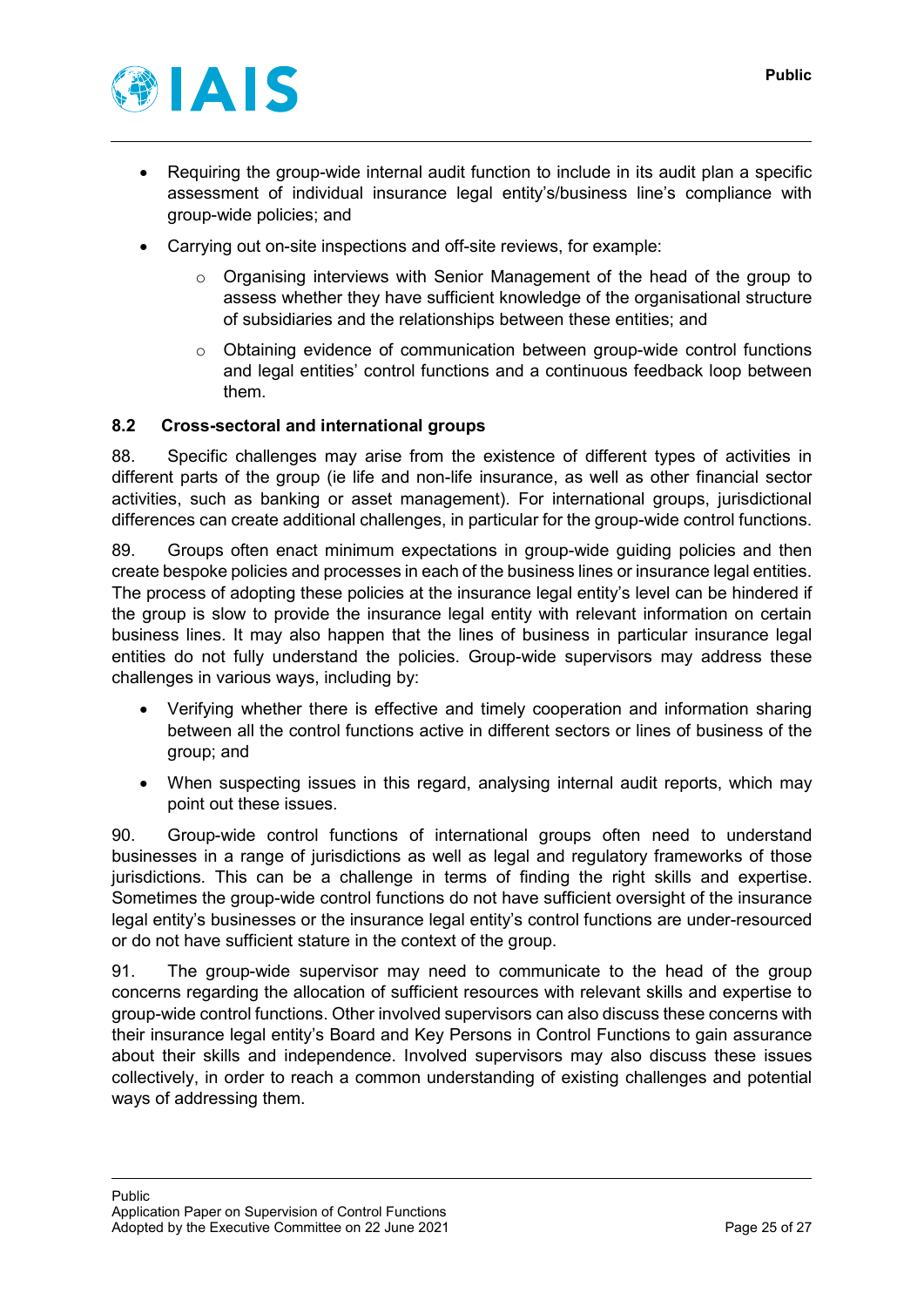- Requiring the group-wide internal audit function to include in its audit plan a specific assessment of individual insurance legal entity's/business line's compliance with group-wide policies; and
- Carrying out on-site inspections and off-site reviews, for example:
  - Organising interviews with Senior Management of the head of the group to assess whether they have sufficient knowledge of the organisational structure of subsidiaries and the relationships between these entities; and
  - Obtaining evidence of communication between group-wide control functions and legal entities' control functions and a continuous feedback loop between them.

### 8.2 Cross-sectoral and international groups

88. Specific challenges may arise from the existence of different types of activities in different parts of the group (ie life and non-life insurance, as well as other financial sector activities, such as banking or asset management). For international groups, jurisdictional differences can create additional challenges, in particular for the group-wide control functions.

89. Groups often enact minimum expectations in group-wide guiding policies and then create bespoke policies and processes in each of the business lines or insurance legal entities. The process of adopting these policies at the insurance legal entity's level can be hindered if the group is slow to provide the insurance legal entity with relevant information on certain business lines. It may also happen that the lines of business in particular insurance legal entities do not fully understand the policies. Group-wide supervisors may address these challenges in various ways, including by:

- Verifying whether there is effective and timely cooperation and information sharing between all the control functions active in different sectors or lines of business of the group; and
- When suspecting issues in this regard, analysing internal audit reports, which may point out these issues.

90. Group-wide control functions of international groups often need to understand businesses in a range of jurisdictions as well as legal and regulatory frameworks of those jurisdictions. This can be a challenge in terms of finding the right skills and expertise. Sometimes the group-wide control functions do not have sufficient oversight of the insurance legal entity's businesses or the insurance legal entity's control functions are under-resourced or do not have sufficient stature in the context of the group.

91. The group-wide supervisor may need to communicate to the head of the group concerns regarding the allocation of sufficient resources with relevant skills and expertise to group-wide control functions. Other involved supervisors can also discuss these concerns with their insurance legal entity's Board and Key Persons in Control Functions to gain assurance about their skills and independence. Involved supervisors may also discuss these issues collectively, in order to reach a common understanding of existing challenges and potential ways of addressing them.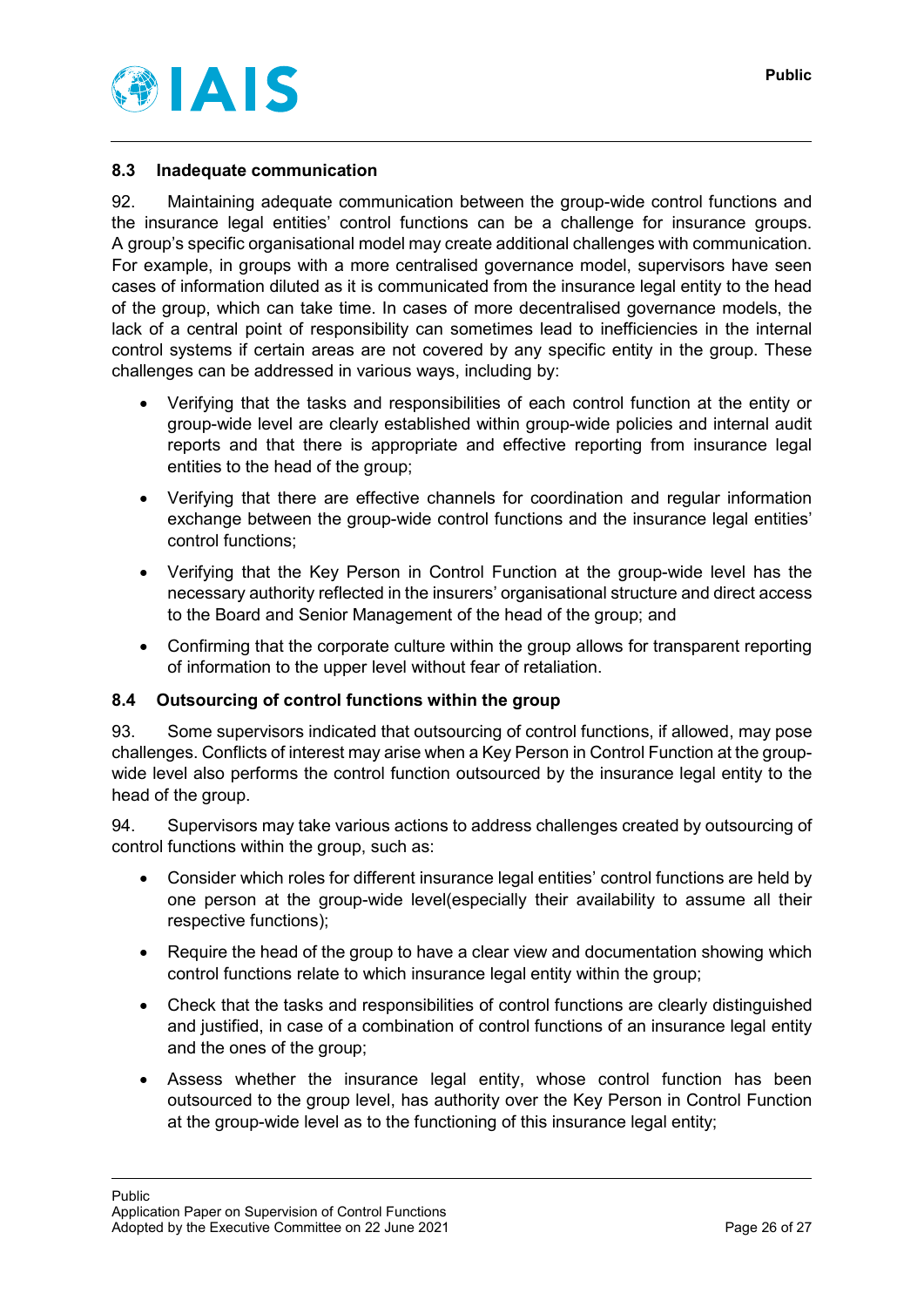### 8.3 Inadequate communication

92. Maintaining adequate communication between the group-wide control functions and the insurance legal entities' control functions can be a challenge for insurance groups. A group's specific organisational model may create additional challenges with communication. For example, in groups with a more centralised governance model, supervisors have seen cases of information diluted as it is communicated from the insurance legal entity to the head of the group, which can take time. In cases of more decentralised governance models, the lack of a central point of responsibility can sometimes lead to inefficiencies in the internal control systems if certain areas are not covered by any specific entity in the group. These challenges can be addressed in various ways, including by:

- Verifying that the tasks and responsibilities of each control function at the entity or group-wide level are clearly established within group-wide policies and internal audit reports and that there is appropriate and effective reporting from insurance legal entities to the head of the group;
- Verifying that there are effective channels for coordination and regular information exchange between the group-wide control functions and the insurance legal entities' control functions;
- Verifying that the Key Person in Control Function at the group-wide level has the necessary authority reflected in the insurers' organisational structure and direct access to the Board and Senior Management of the head of the group; and
- Confirming that the corporate culture within the group allows for transparent reporting of information to the upper level without fear of retaliation.

### 8.4 Outsourcing of control functions within the group

93. Some supervisors indicated that outsourcing of control functions, if allowed, may pose challenges. Conflicts of interest may arise when a Key Person in Control Function at the group-wide level also performs the control function outsourced by the insurance legal entity to the head of the group.

94. Supervisors may take various actions to address challenges created by outsourcing of control functions within the group, such as:

- Consider which roles for different insurance legal entities' control functions are held by one person at the group-wide level(especially their availability to assume all their respective functions);
- Require the head of the group to have a clear view and documentation showing which control functions relate to which insurance legal entity within the group;
- Check that the tasks and responsibilities of control functions are clearly distinguished and justified, in case of a combination of control functions of an insurance legal entity and the ones of the group;
- Assess whether the insurance legal entity, whose control function has been outsourced to the group level, has authority over the Key Person in Control Function at the group-wide level as to the functioning of this insurance legal entity;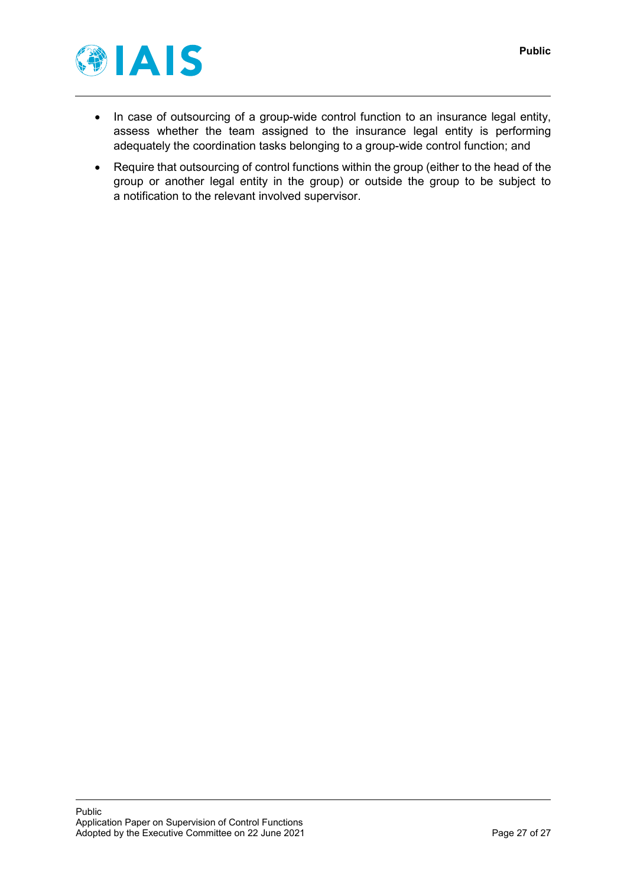- In case of outsourcing of a group-wide control function to an insurance legal entity, assess whether the team assigned to the insurance legal entity is performing adequately the coordination tasks belonging to a group-wide control function; and
- Require that outsourcing of control functions within the group (either to the head of the group or another legal entity in the group) or outside the group to be subject to a notification to the relevant involved supervisor.